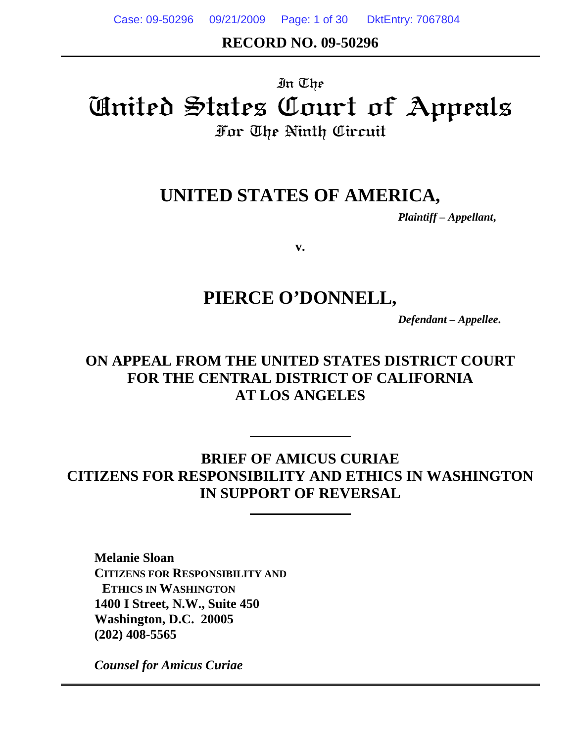**RECORD NO. 09-50296**

In The

# United States Court of Appeals

For The Ninth Circuit

## UNITED STATES OF AMERICA,

*Plaintiff – Appellant,*

**v.**

## PIERCE O'DONNELL,

*Defendant – Appellee.*

**ON APPEAL FROM THE UNITED STATES DISTRICT COURT FOR THE CENTRAL DISTRICT OF CALIFORNIA AT LOS ANGELES**

---

**BRIEF OF AMICUS CURIAE CITIZENS FOR RESPONSIBILITY AND ETHICS IN WASHINGTON IN SUPPORT OF REVERSAL**

---

**Melanie Sloan**
**CITIZENS FOR RESPONSIBILITY AND ETHICS IN WASHINGTON**
**1400 I Street, N.W., Suite 450**
**Washington, D.C. 20005**
**(202) 408-5565**

***Counsel for Amicus Curiae***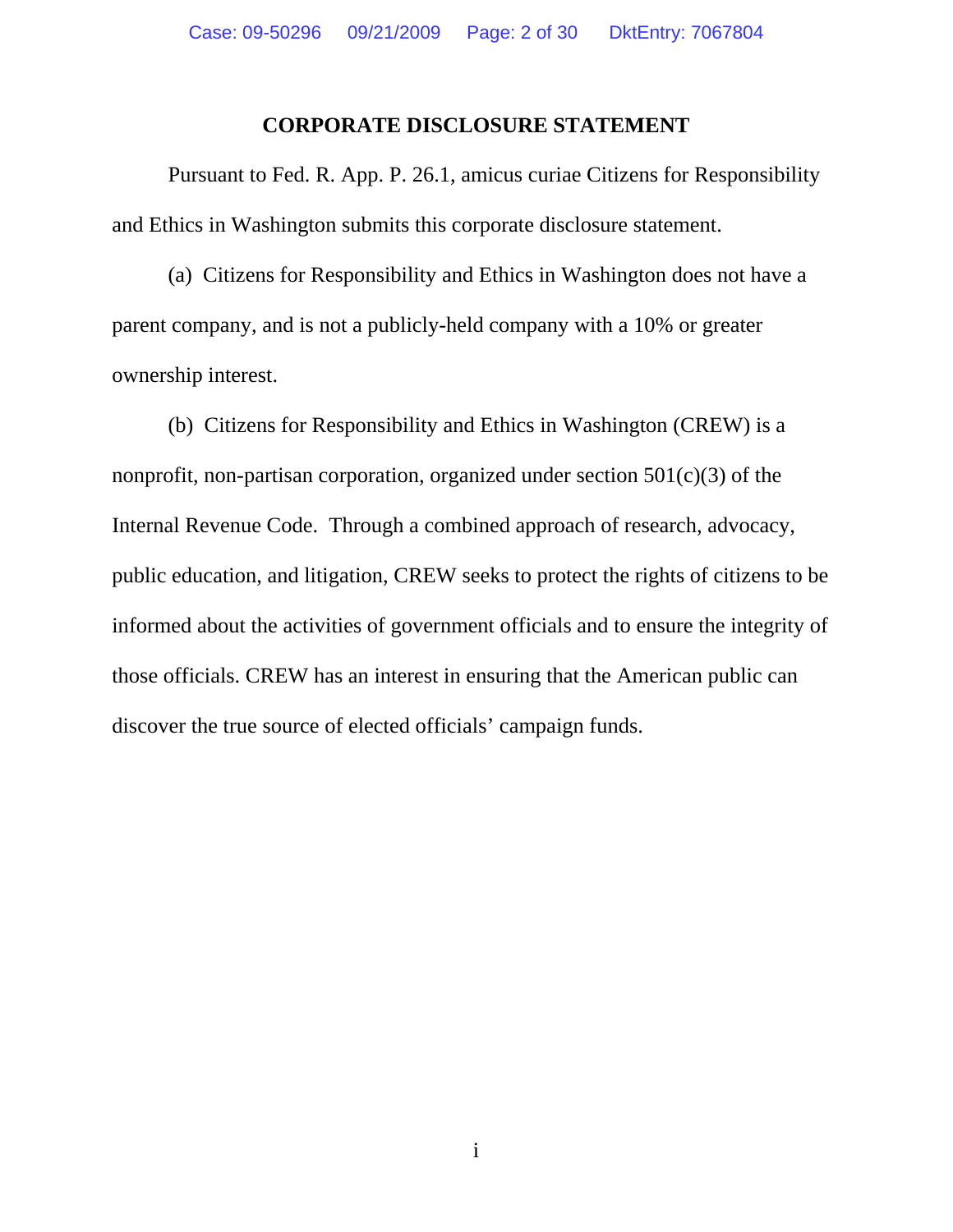## CORPORATE DISCLOSURE STATEMENT

Pursuant to Fed. R. App. P. 26.1, amicus curiae Citizens for Responsibility and Ethics in Washington submits this corporate disclosure statement.

(a) Citizens for Responsibility and Ethics in Washington does not have a parent company, and is not a publicly-held company with a 10% or greater ownership interest.

(b) Citizens for Responsibility and Ethics in Washington (CREW) is a nonprofit, non-partisan corporation, organized under section 501(c)(3) of the Internal Revenue Code. Through a combined approach of research, advocacy, public education, and litigation, CREW seeks to protect the rights of citizens to be informed about the activities of government officials and to ensure the integrity of those officials. CREW has an interest in ensuring that the American public can discover the true source of elected officials' campaign funds.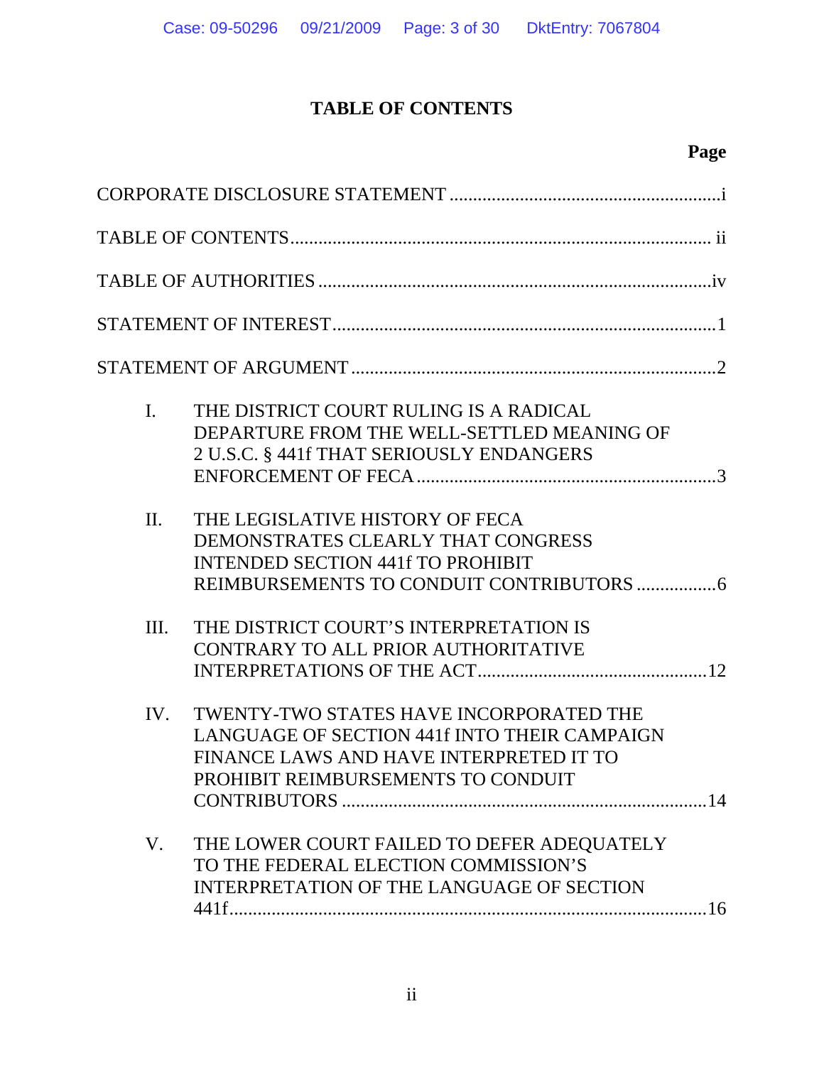# TABLE OF CONTENTS

**Page**

CORPORATE DISCLOSURE STATEMENT ........................................................ i

TABLE OF CONTENTS ........................................................................ ii

TABLE OF AUTHORITIES .................................................................... iv

STATEMENT OF INTEREST .................................................................... 1

STATEMENT OF ARGUMENT .................................................................. 2

I. THE DISTRICT COURT RULING IS A RADICAL DEPARTURE FROM THE WELL-SETTLED MEANING OF 2 U.S.C. § 441f THAT SERIOUSLY ENDANGERS ENFORCEMENT OF FECA ........................................................ 3

II. THE LEGISLATIVE HISTORY OF FECA DEMONSTRATES CLEARLY THAT CONGRESS INTENDED SECTION 441f TO PROHIBIT REIMBURSEMENTS TO CONDUIT CONTRIBUTORS ................. 6

III. THE DISTRICT COURT'S INTERPRETATION IS CONTRARY TO ALL PRIOR AUTHORITATIVE INTERPRETATIONS OF THE ACT ................................................ 12

IV. TWENTY-TWO STATES HAVE INCORPORATED THE LANGUAGE OF SECTION 441f INTO THEIR CAMPAIGN FINANCE LAWS AND HAVE INTERPRETED IT TO PROHIBIT REIMBURSEMENTS TO CONDUIT CONTRIBUTORS ............................................................................ 14

V. THE LOWER COURT FAILED TO DEFER ADEQUATELY TO THE FEDERAL ELECTION COMMISSION'S INTERPRETATION OF THE LANGUAGE OF SECTION 441f ...................................................................................... 16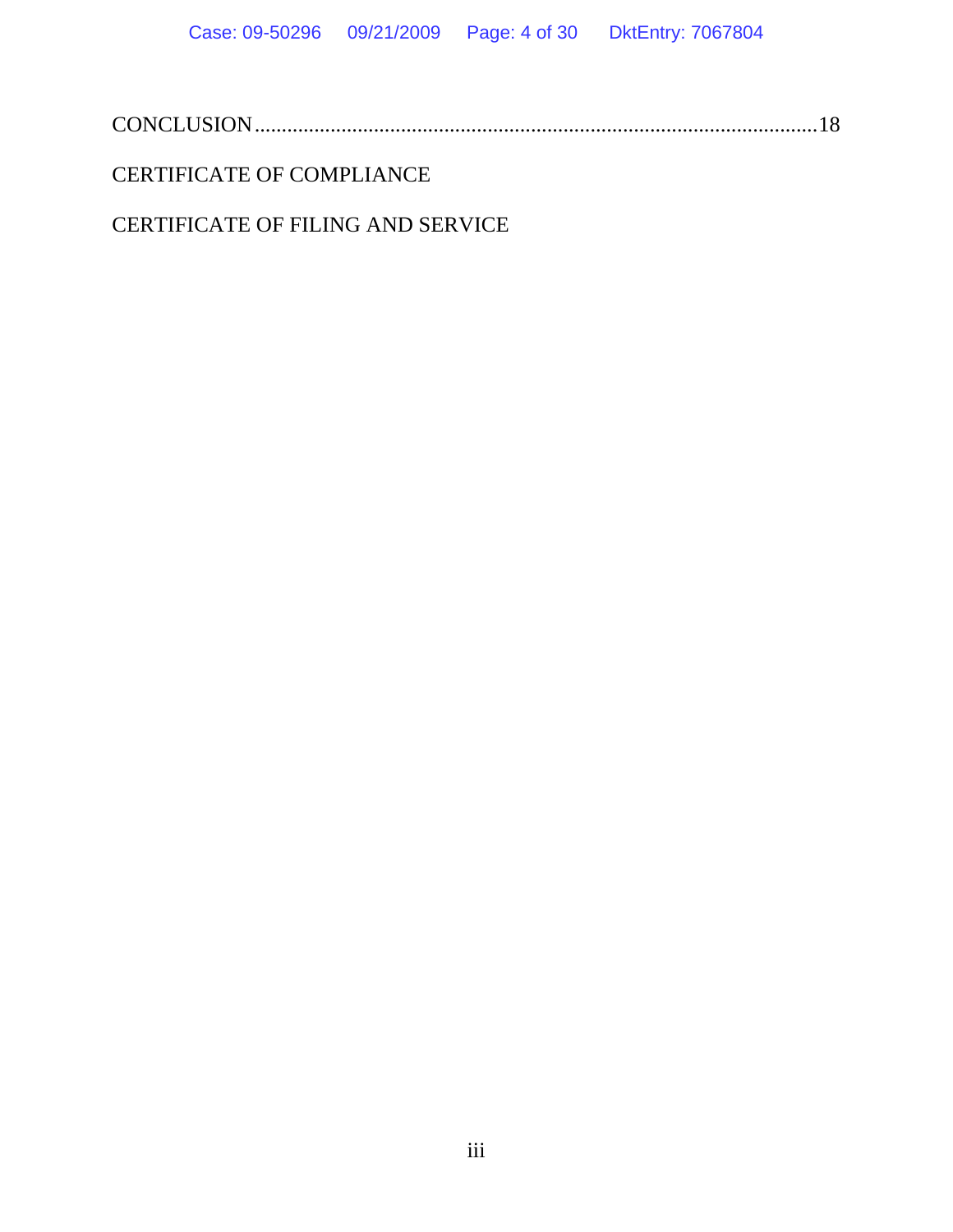CONCLUSION....................................................................................................18

CERTIFICATE OF COMPLIANCE

CERTIFICATE OF FILING AND SERVICE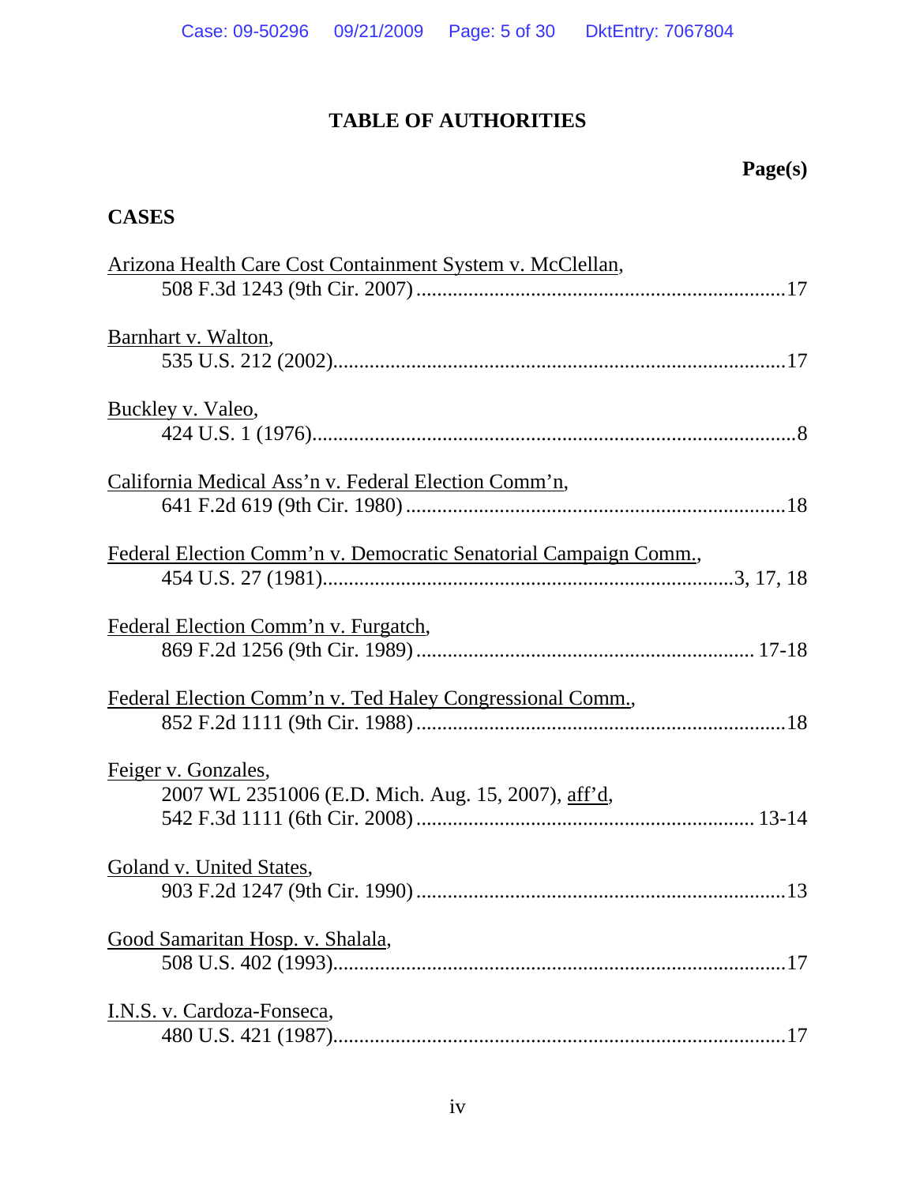# TABLE OF AUTHORITIES

**Page(s)**

## CASES

Arizona Health Care Cost Containment System v. McClellan,
508 F.3d 1243 (9th Cir. 2007) ....................................................................17

Barnhart v. Walton,
535 U.S. 212 (2002)......................................................................................17

Buckley v. Valeo,
424 U.S. 1 (1976)............................................................................................8

California Medical Ass'n v. Federal Election Comm'n,
641 F.2d 619 (9th Cir. 1980) ........................................................................18

Federal Election Comm'n v. Democratic Senatorial Campaign Comm.,
454 U.S. 27 (1981)..............................................................................3, 17, 18

Federal Election Comm'n v. Furgatch,
869 F.2d 1256 (9th Cir. 1989) ................................................................ 17-18

Federal Election Comm'n v. Ted Haley Congressional Comm.,
852 F.2d 1111 (9th Cir. 1988) ......................................................................18

Feiger v. Gonzales,
2007 WL 2351006 (E.D. Mich. Aug. 15, 2007), aff'd,
542 F.3d 1111 (6th Cir. 2008) ................................................................ 13-14

Goland v. United States,
903 F.2d 1247 (9th Cir. 1990) ......................................................................13

Good Samaritan Hosp. v. Shalala,
508 U.S. 402 (1993)......................................................................................17

I.N.S. v. Cardoza-Fonseca,
480 U.S. 421 (1987)......................................................................................17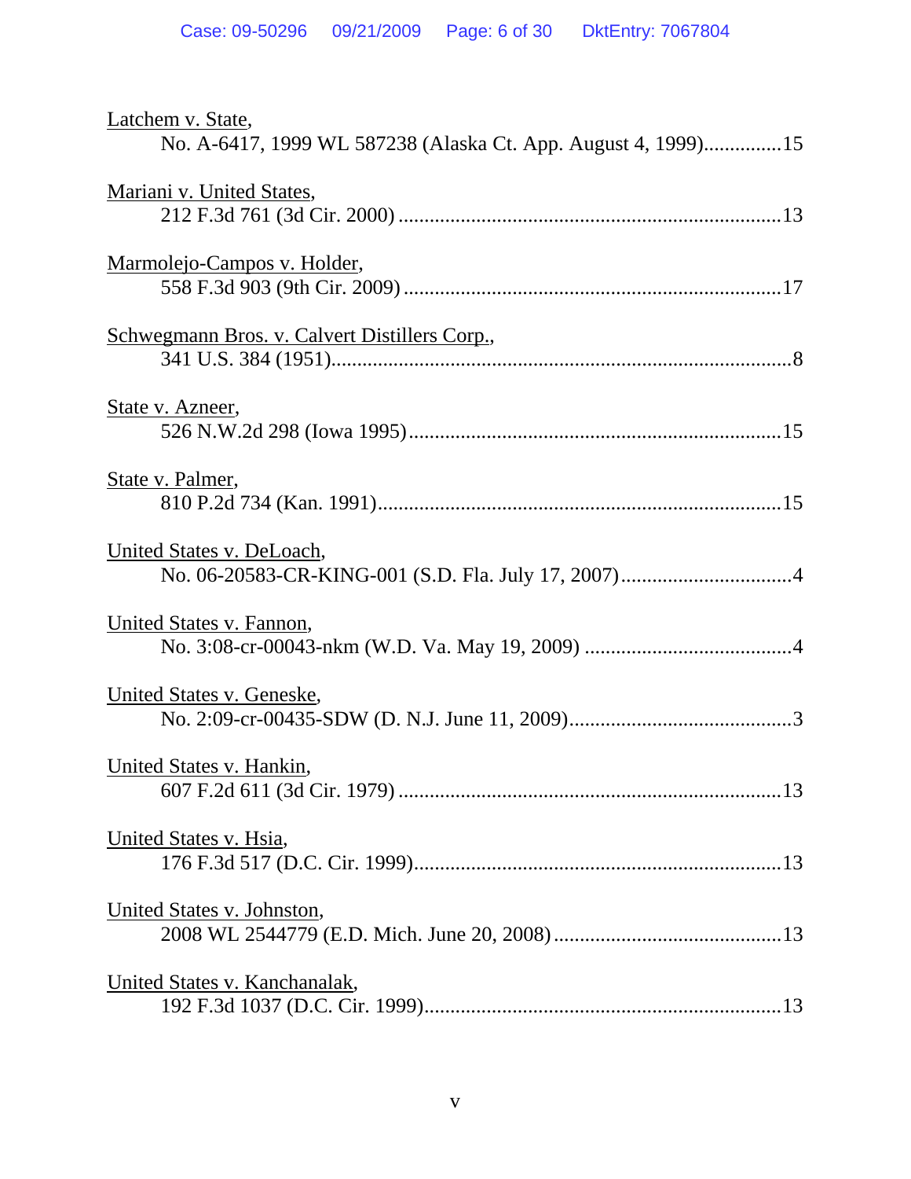Latchem v. State,
 No. A-6417, 1999 WL 587238 (Alaska Ct. App. August 4, 1999)...............15

Mariani v. United States,
 212 F.3d 761 (3d Cir. 2000) .........................................................................13

Marmolejo-Campos v. Holder,
 558 F.3d 903 (9th Cir. 2009) ........................................................................17

Schwegmann Bros. v. Calvert Distillers Corp.,
 341 U.S. 384 (1951).........................................................................................8

State v. Azneer,
 526 N.W.2d 298 (Iowa 1995).......................................................................15

State v. Palmer,
 810 P.2d 734 (Kan. 1991).............................................................................15

United States v. DeLoach,
 No. 06-20583-CR-KING-001 (S.D. Fla. July 17, 2007).................................4

United States v. Fannon,
 No. 3:08-cr-00043-nkm (W.D. Va. May 19, 2009) ........................................4

United States v. Geneske,
 No. 2:09-cr-00435-SDW (D. N.J. June 11, 2009)...........................................3

United States v. Hankin,
 607 F.2d 611 (3d Cir. 1979) .........................................................................13

United States v. Hsia,
 176 F.3d 517 (D.C. Cir. 1999)......................................................................13

United States v. Johnston,
 2008 WL 2544779 (E.D. Mich. June 20, 2008)............................................13

United States v. Kanchanalak,
 192 F.3d 1037 (D.C. Cir. 1999)....................................................................13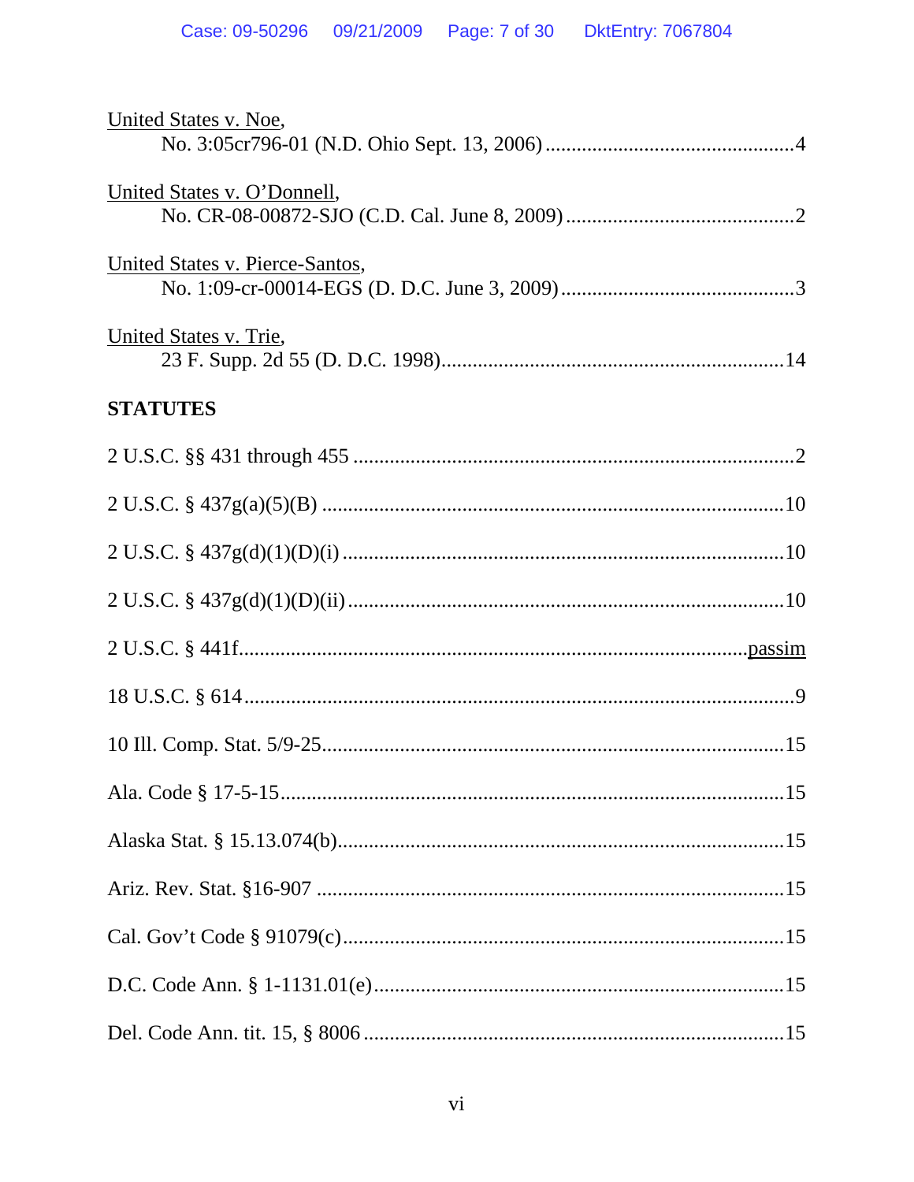United States v. Noe,
    No. 3:05cr796-01 (N.D. Ohio Sept. 13, 2006) ............................................4

United States v. O'Donnell,
    No. CR-08-00872-SJO (C.D. Cal. June 8, 2009) ...........................................2

United States v. Pierce-Santos,
    No. 1:09-cr-00014-EGS (D. D.C. June 3, 2009) ............................................3

United States v. Trie,
    23 F. Supp. 2d 55 (D. D.C. 1998).................................................................14

**STATUTES**

2 U.S.C. §§ 431 through 455 ...................................................................................2

2 U.S.C. § 437g(a)(5)(B) .......................................................................................10

2 U.S.C. § 437g(d)(1)(D)(i) ...................................................................................10

2 U.S.C. § 437g(d)(1)(D)(ii) ..................................................................................10

2 U.S.C. § 441f........................................................................................... passim

18 U.S.C. § 614 .......................................................................................................9

10 Ill. Comp. Stat. 5/9-25.......................................................................................15

Ala. Code § 17-5-15...............................................................................................15

Alaska Stat. § 15.13.074(b)....................................................................................15

Ariz. Rev. Stat. §16-907 ........................................................................................15

Cal. Gov't Code § 91079(c)...................................................................................15

D.C. Code Ann. § 1-1131.01(e).............................................................................15

Del. Code Ann. tit. 15, § 8006 ...............................................................................15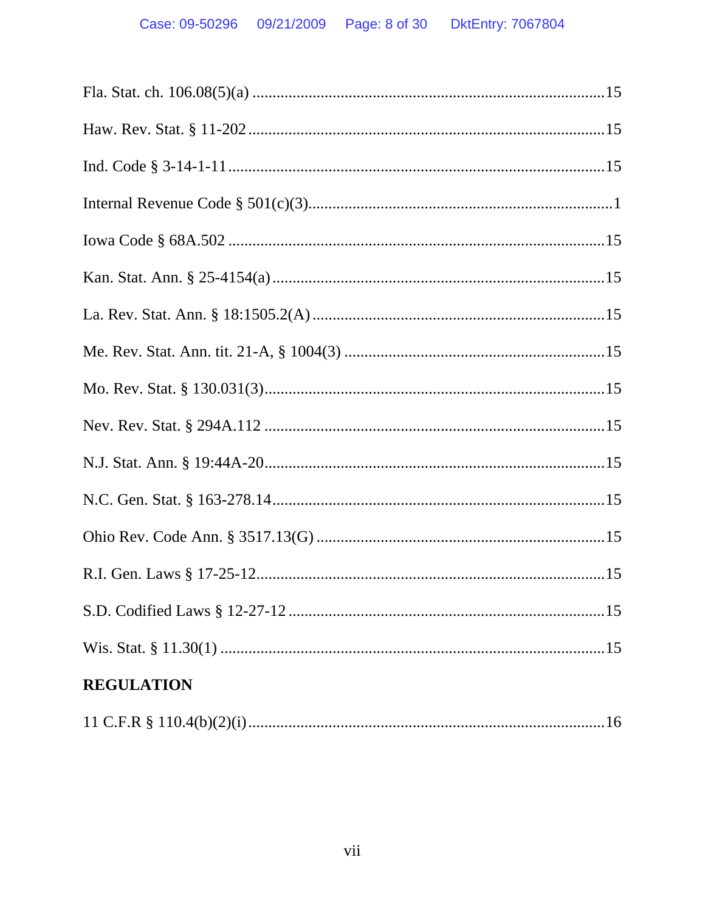Fla. Stat. ch. 106.08(5)(a) ....................................................................................15

Haw. Rev. Stat. § 11-202 .......................................................................................15

Ind. Code § 3-14-1-11.............................................................................................15

Internal Revenue Code § 501(c)(3)...........................................................................1

Iowa Code § 68A.502 .............................................................................................15

Kan. Stat. Ann. § 25-4154(a)..................................................................................15

La. Rev. Stat. Ann. § 18:1505.2(A) ........................................................................15

Me. Rev. Stat. Ann. tit. 21-A, § 1004(3) .................................................................15

Mo. Rev. Stat. § 130.031(3)....................................................................................15

Nev. Rev. Stat. § 294A.112 ....................................................................................15

N.J. Stat. Ann. § 19:44A-20....................................................................................15

N.C. Gen. Stat. § 163-278.14..................................................................................15

Ohio Rev. Code Ann. § 3517.13(G) .......................................................................15

R.I. Gen. Laws § 17-25-12......................................................................................15

S.D. Codified Laws § 12-27-12 ..............................................................................15

Wis. Stat. § 11.30(1) ...............................................................................................15

**REGULATION**

11 C.F.R § 110.4(b)(2)(i).........................................................................................16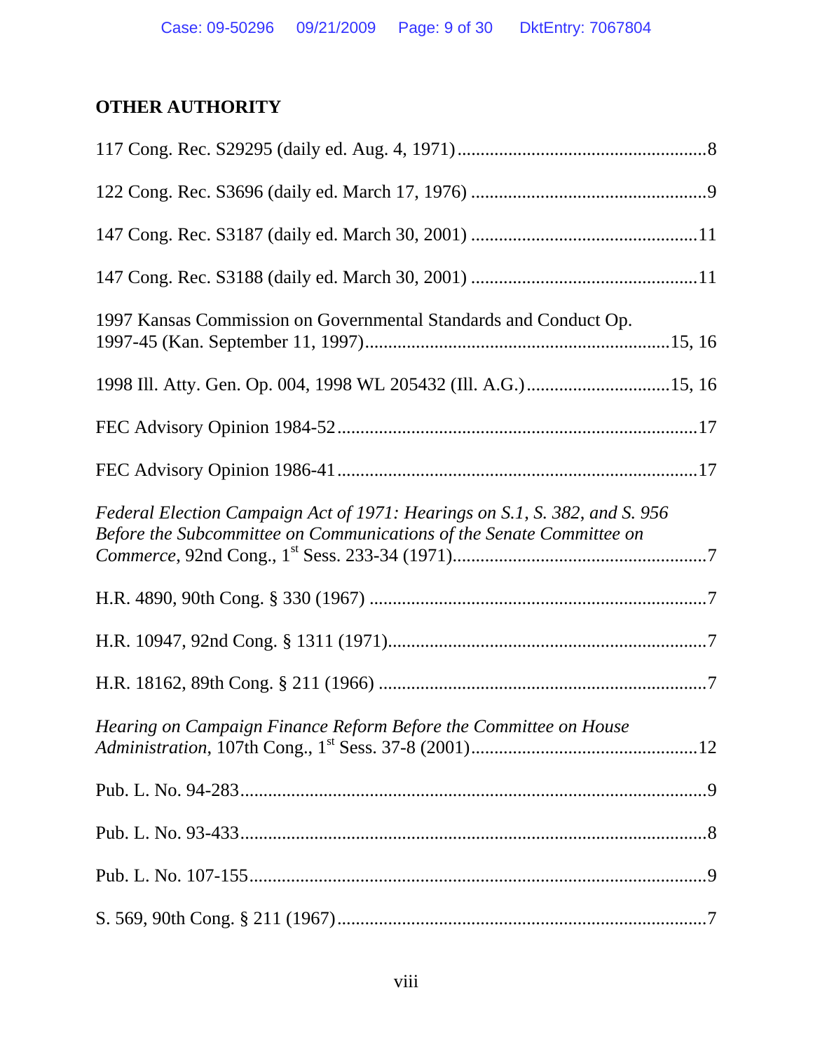## OTHER AUTHORITY

117 Cong. Rec. S29295 (daily ed. Aug. 4, 1971) ....................................................8

122 Cong. Rec. S3696 (daily ed. March 17, 1976) ..................................................9

147 Cong. Rec. S3187 (daily ed. March 30, 2001) ................................................11

147 Cong. Rec. S3188 (daily ed. March 30, 2001) ................................................11

1997 Kansas Commission on Governmental Standards and Conduct Op. 1997-45 (Kan. September 11, 1997)................................................................15, 16

1998 Ill. Atty. Gen. Op. 004, 1998 WL 205432 (Ill. A.G.) ..............................15, 16

FEC Advisory Opinion 1984-52............................................................................17

FEC Advisory Opinion 1986-41............................................................................17

*Federal Election Campaign Act of 1971: Hearings on S.1, S. 382, and S. 956 Before the Subcommittee on Communications of the Senate Committee on Commerce*, 92nd Cong., 1st Sess. 233-34 (1971)......................................................7

H.R. 4890, 90th Cong. § 330 (1967) .......................................................................7

H.R. 10947, 92nd Cong. § 1311 (1971)....................................................................7

H.R. 18162, 89th Cong. § 211 (1966) ......................................................................7

*Hearing on Campaign Finance Reform Before the Committee on House Administration*, 107th Cong., 1st Sess. 37-8 (2001)................................................12

Pub. L. No. 94-283...................................................................................................9

Pub. L. No. 93-433...................................................................................................8

Pub. L. No. 107-155.................................................................................................9

S. 569, 90th Cong. § 211 (1967)...............................................................................7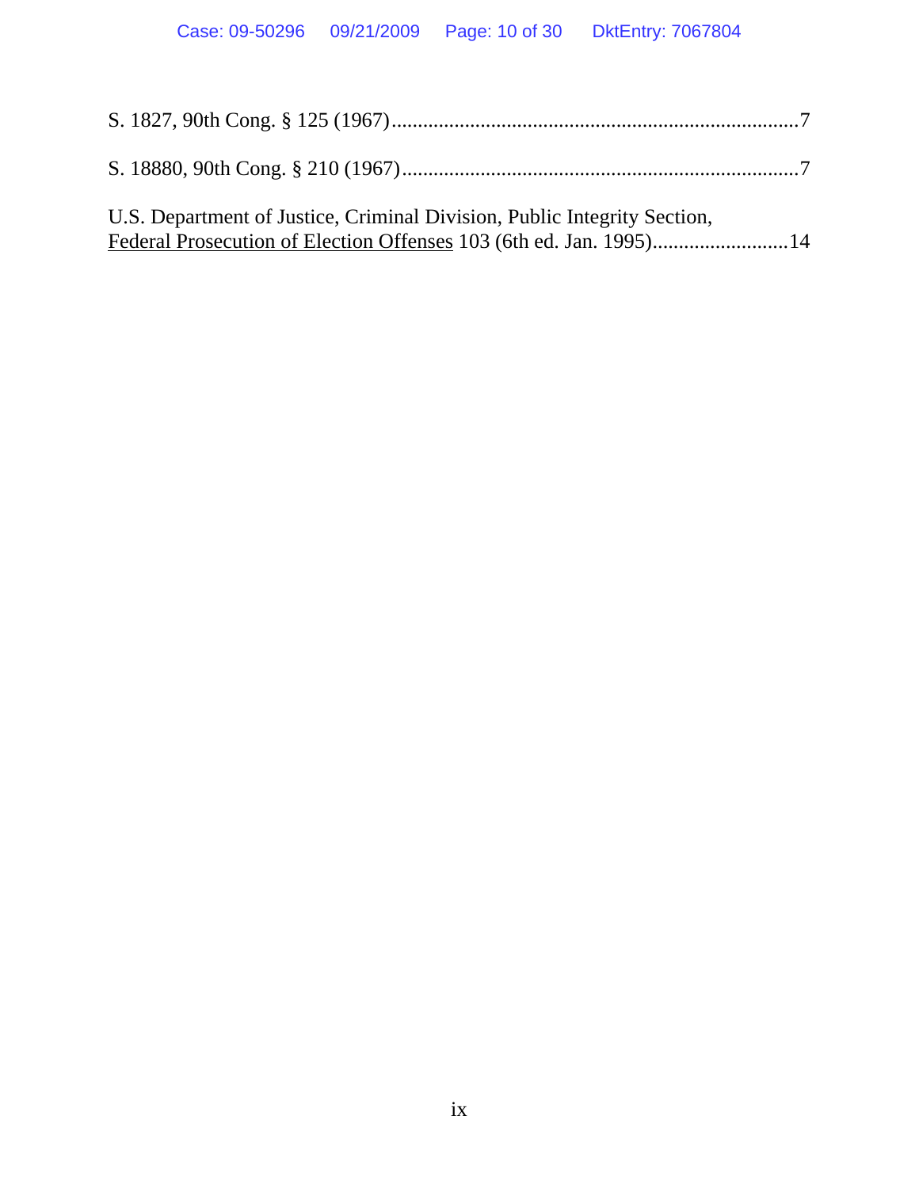S. 1827, 90th Cong. § 125 (1967)............................................................................7

S. 18880, 90th Cong. § 210 (1967)..........................................................................7

U.S. Department of Justice, Criminal Division, Public Integrity Section,
<u>Federal Prosecution of Election Offenses</u> 103 (6th ed. Jan. 1995)..........................14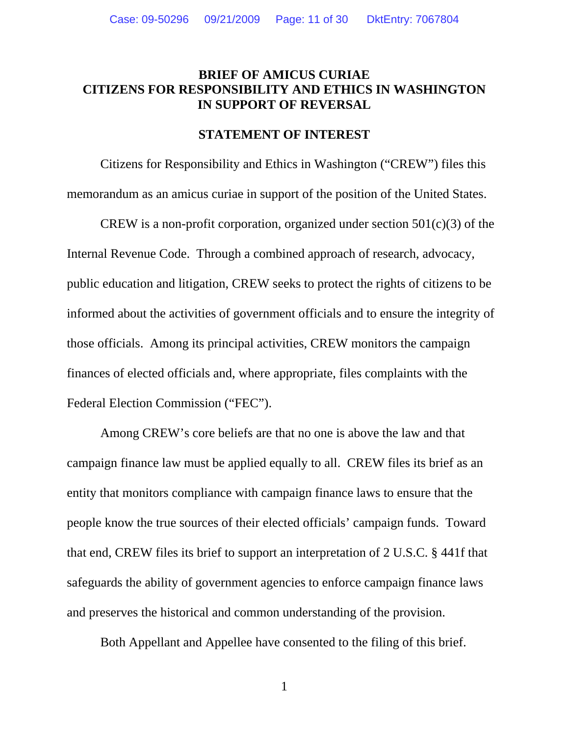# BRIEF OF AMICUS CURIAE CITIZENS FOR RESPONSIBILITY AND ETHICS IN WASHINGTON IN SUPPORT OF REVERSAL

## STATEMENT OF INTEREST

Citizens for Responsibility and Ethics in Washington ("CREW") files this memorandum as an amicus curiae in support of the position of the United States.

CREW is a non-profit corporation, organized under section 501(c)(3) of the Internal Revenue Code. Through a combined approach of research, advocacy, public education and litigation, CREW seeks to protect the rights of citizens to be informed about the activities of government officials and to ensure the integrity of those officials. Among its principal activities, CREW monitors the campaign finances of elected officials and, where appropriate, files complaints with the Federal Election Commission ("FEC").

Among CREW's core beliefs are that no one is above the law and that campaign finance law must be applied equally to all. CREW files its brief as an entity that monitors compliance with campaign finance laws to ensure that the people know the true sources of their elected officials' campaign funds. Toward that end, CREW files its brief to support an interpretation of 2 U.S.C. § 441f that safeguards the ability of government agencies to enforce campaign finance laws and preserves the historical and common understanding of the provision.

Both Appellant and Appellee have consented to the filing of this brief.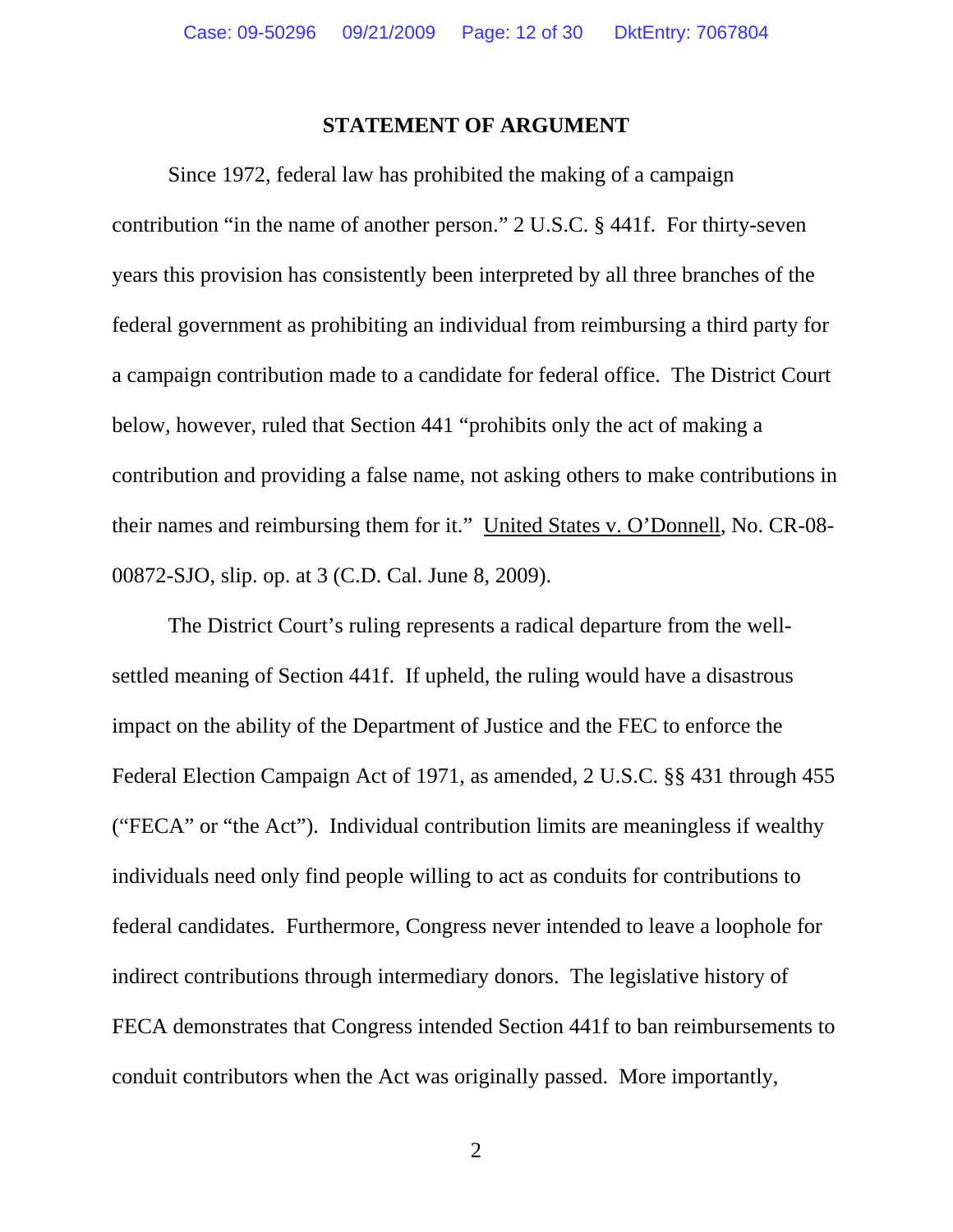## STATEMENT OF ARGUMENT

Since 1972, federal law has prohibited the making of a campaign contribution "in the name of another person." 2 U.S.C. § 441f. For thirty-seven years this provision has consistently been interpreted by all three branches of the federal government as prohibiting an individual from reimbursing a third party for a campaign contribution made to a candidate for federal office. The District Court below, however, ruled that Section 441 "prohibits only the act of making a contribution and providing a false name, not asking others to make contributions in their names and reimbursing them for it." United States v. O'Donnell, No. CR-08-00872-SJO, slip. op. at 3 (C.D. Cal. June 8, 2009).

The District Court's ruling represents a radical departure from the well-settled meaning of Section 441f. If upheld, the ruling would have a disastrous impact on the ability of the Department of Justice and the FEC to enforce the Federal Election Campaign Act of 1971, as amended, 2 U.S.C. §§ 431 through 455 ("FECA" or "the Act"). Individual contribution limits are meaningless if wealthy individuals need only find people willing to act as conduits for contributions to federal candidates. Furthermore, Congress never intended to leave a loophole for indirect contributions through intermediary donors. The legislative history of FECA demonstrates that Congress intended Section 441f to ban reimbursements to conduit contributors when the Act was originally passed. More importantly,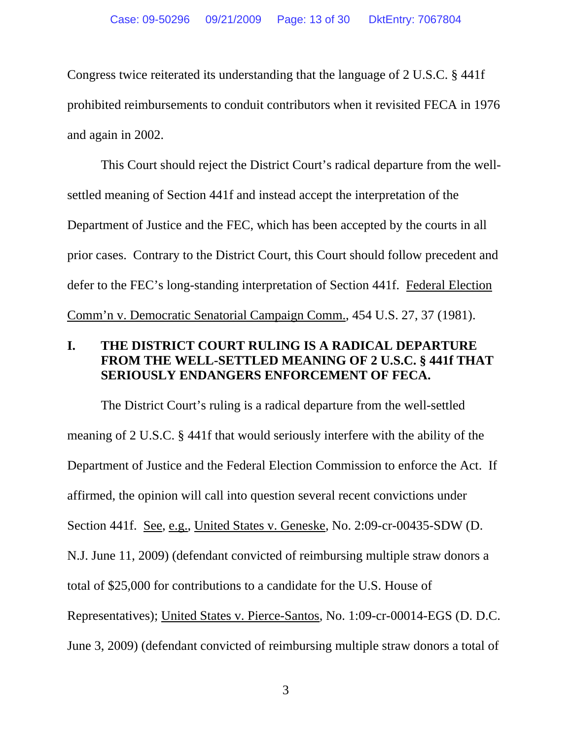Congress twice reiterated its understanding that the language of 2 U.S.C. § 441f prohibited reimbursements to conduit contributors when it revisited FECA in 1976 and again in 2002.

This Court should reject the District Court's radical departure from the well-settled meaning of Section 441f and instead accept the interpretation of the Department of Justice and the FEC, which has been accepted by the courts in all prior cases. Contrary to the District Court, this Court should follow precedent and defer to the FEC's long-standing interpretation of Section 441f. Federal Election Comm'n v. Democratic Senatorial Campaign Comm., 454 U.S. 27, 37 (1981).

## I. THE DISTRICT COURT RULING IS A RADICAL DEPARTURE FROM THE WELL-SETTLED MEANING OF 2 U.S.C. § 441f THAT SERIOUSLY ENDANGERS ENFORCEMENT OF FECA.

The District Court's ruling is a radical departure from the well-settled meaning of 2 U.S.C. § 441f that would seriously interfere with the ability of the Department of Justice and the Federal Election Commission to enforce the Act. If affirmed, the opinion will call into question several recent convictions under Section 441f. See, e.g., United States v. Geneske, No. 2:09-cr-00435-SDW (D. N.J. June 11, 2009) (defendant convicted of reimbursing multiple straw donors a total of $25,000 for contributions to a candidate for the U.S. House of Representatives); United States v. Pierce-Santos, No. 1:09-cr-00014-EGS (D. D.C. June 3, 2009) (defendant convicted of reimbursing multiple straw donors a total of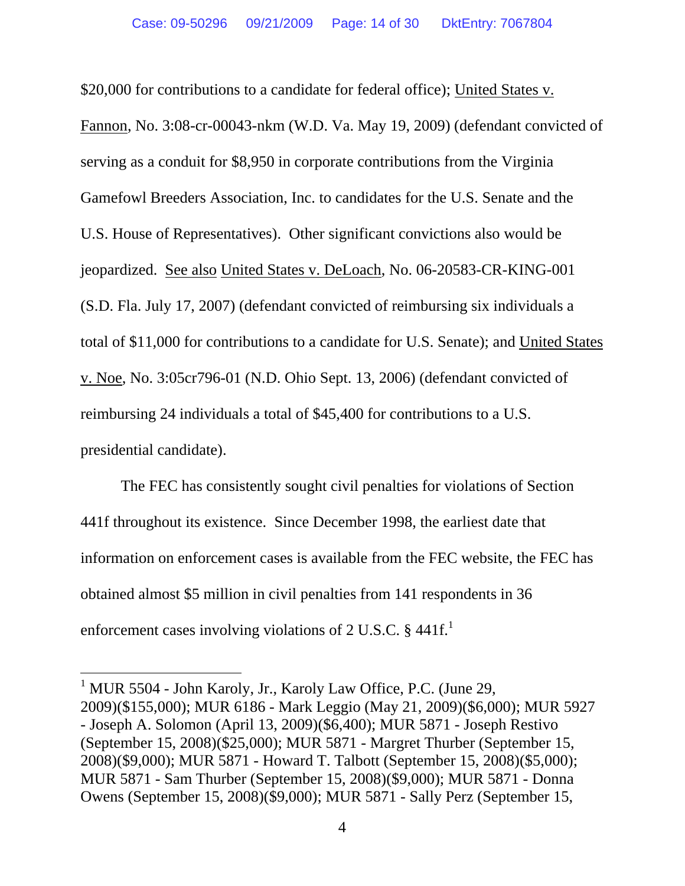$20,000 for contributions to a candidate for federal office); United States v. Fannon, No. 3:08-cr-00043-nkm (W.D. Va. May 19, 2009) (defendant convicted of serving as a conduit for $8,950 in corporate contributions from the Virginia Gamefowl Breeders Association, Inc. to candidates for the U.S. Senate and the U.S. House of Representatives). Other significant convictions also would be jeopardized. See also United States v. DeLoach, No. 06-20583-CR-KING-001 (S.D. Fla. July 17, 2007) (defendant convicted of reimbursing six individuals a total of $11,000 for contributions to a candidate for U.S. Senate); and United States v. Noe, No. 3:05cr796-01 (N.D. Ohio Sept. 13, 2006) (defendant convicted of reimbursing 24 individuals a total of $45,400 for contributions to a U.S. presidential candidate).

The FEC has consistently sought civil penalties for violations of Section 441f throughout its existence. Since December 1998, the earliest date that information on enforcement cases is available from the FEC website, the FEC has obtained almost $5 million in civil penalties from 141 respondents in 36 enforcement cases involving violations of 2 U.S.C. § 441f.[1]

---

[1] MUR 5504 - John Karoly, Jr., Karoly Law Office, P.C. (June 29, 2009)($155,000); MUR 6186 - Mark Leggio (May 21, 2009)($6,000); MUR 5927 - Joseph A. Solomon (April 13, 2009)($6,400); MUR 5871 - Joseph Restivo (September 15, 2008)($25,000); MUR 5871 - Margret Thurber (September 15, 2008)($9,000); MUR 5871 - Howard T. Talbott (September 15, 2008)($5,000); MUR 5871 - Sam Thurber (September 15, 2008)($9,000); MUR 5871 - Donna Owens (September 15, 2008)($9,000); MUR 5871 - Sally Perz (September 15,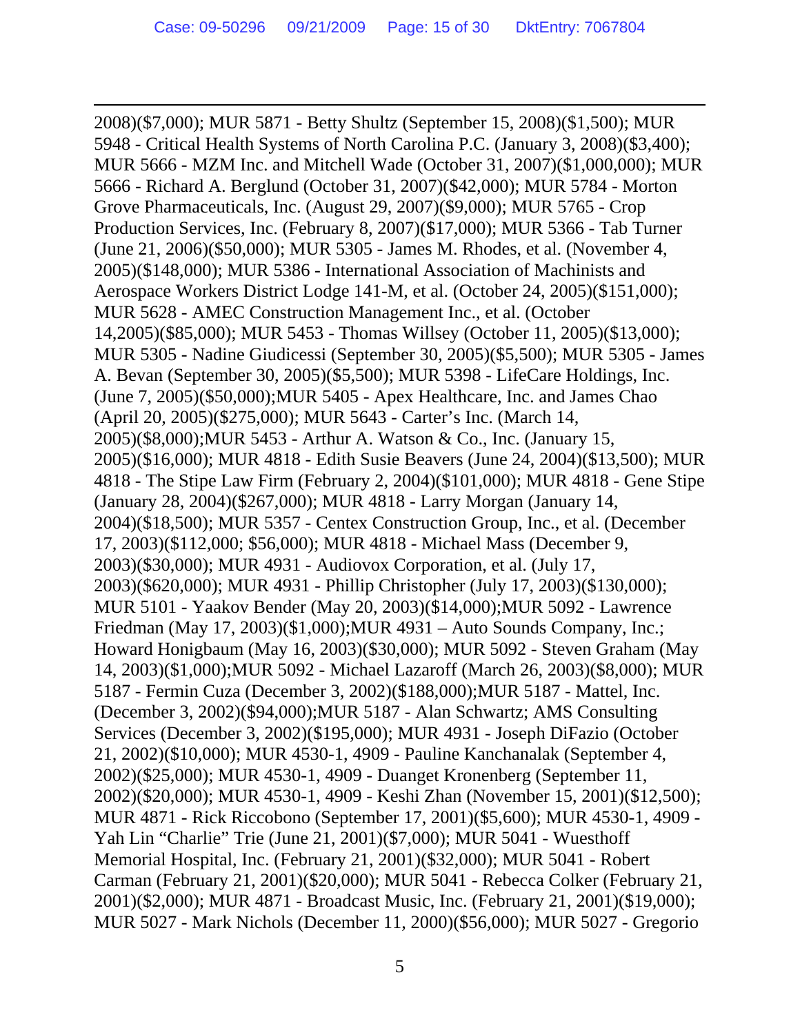2008)($7,000); MUR 5871 - Betty Shultz (September 15, 2008)($1,500); MUR 5948 - Critical Health Systems of North Carolina P.C. (January 3, 2008)($3,400); MUR 5666 - MZM Inc. and Mitchell Wade (October 31, 2007)($1,000,000); MUR 5666 - Richard A. Berglund (October 31, 2007)($42,000); MUR 5784 - Morton Grove Pharmaceuticals, Inc. (August 29, 2007)($9,000); MUR 5765 - Crop Production Services, Inc. (February 8, 2007)($17,000); MUR 5366 - Tab Turner (June 21, 2006)($50,000); MUR 5305 - James M. Rhodes, et al. (November 4, 2005)($148,000); MUR 5386 - International Association of Machinists and Aerospace Workers District Lodge 141-M, et al. (October 24, 2005)($151,000); MUR 5628 - AMEC Construction Management Inc., et al. (October 14,2005)($85,000); MUR 5453 - Thomas Willsey (October 11, 2005)($13,000); MUR 5305 - Nadine Giudicessi (September 30, 2005)($5,500); MUR 5305 - James A. Bevan (September 30, 2005)($5,500); MUR 5398 - LifeCare Holdings, Inc. (June 7, 2005)($50,000);MUR 5405 - Apex Healthcare, Inc. and James Chao (April 20, 2005)($275,000); MUR 5643 - Carter's Inc. (March 14, 2005)($8,000);MUR 5453 - Arthur A. Watson & Co., Inc. (January 15, 2005)($16,000); MUR 4818 - Edith Susie Beavers (June 24, 2004)($13,500); MUR 4818 - The Stipe Law Firm (February 2, 2004)($101,000); MUR 4818 - Gene Stipe (January 28, 2004)($267,000); MUR 4818 - Larry Morgan (January 14, 2004)($18,500); MUR 5357 - Centex Construction Group, Inc., et al. (December 17, 2003)($112,000; $56,000); MUR 4818 - Michael Mass (December 9, 2003)($30,000); MUR 4931 - Audiovox Corporation, et al. (July 17, 2003)($620,000); MUR 4931 - Phillip Christopher (July 17, 2003)($130,000); MUR 5101 - Yaakov Bender (May 20, 2003)($14,000);MUR 5092 - Lawrence Friedman (May 17, 2003)($1,000);MUR 4931 – Auto Sounds Company, Inc.; Howard Honigbaum (May 16, 2003)($30,000); MUR 5092 - Steven Graham (May 14, 2003)($1,000);MUR 5092 - Michael Lazaroff (March 26, 2003)($8,000); MUR 5187 - Fermin Cuza (December 3, 2002)($188,000);MUR 5187 - Mattel, Inc. (December 3, 2002)($94,000);MUR 5187 - Alan Schwartz; AMS Consulting Services (December 3, 2002)($195,000); MUR 4931 - Joseph DiFazio (October 21, 2002)($10,000); MUR 4530-1, 4909 - Pauline Kanchanalak (September 4, 2002)($25,000); MUR 4530-1, 4909 - Duanget Kronenberg (September 11, 2002)($20,000); MUR 4530-1, 4909 - Keshi Zhan (November 15, 2001)($12,500); MUR 4871 - Rick Riccobono (September 17, 2001)($5,600); MUR 4530-1, 4909 - Yah Lin "Charlie" Trie (June 21, 2001)($7,000); MUR 5041 - Wuesthoff Memorial Hospital, Inc. (February 21, 2001)($32,000); MUR 5041 - Robert Carman (February 21, 2001)($20,000); MUR 5041 - Rebecca Colker (February 21, 2001)($2,000); MUR 4871 - Broadcast Music, Inc. (February 21, 2001)($19,000); MUR 5027 - Mark Nichols (December 11, 2000)($56,000); MUR 5027 - Gregorio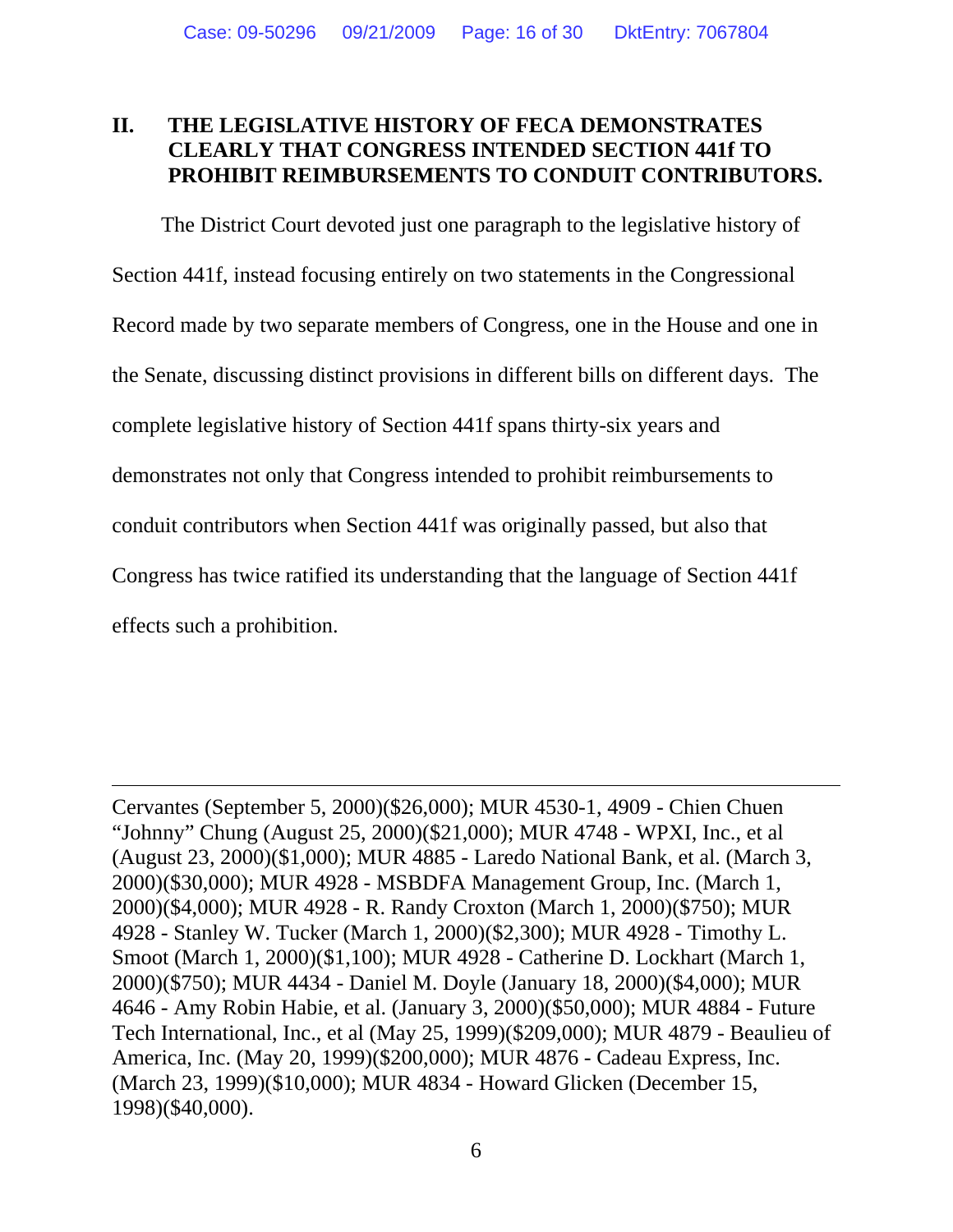## II. THE LEGISLATIVE HISTORY OF FECA DEMONSTRATES CLEARLY THAT CONGRESS INTENDED SECTION 441f TO PROHIBIT REIMBURSEMENTS TO CONDUIT CONTRIBUTORS.

The District Court devoted just one paragraph to the legislative history of Section 441f, instead focusing entirely on two statements in the Congressional Record made by two separate members of Congress, one in the House and one in the Senate, discussing distinct provisions in different bills on different days. The complete legislative history of Section 441f spans thirty-six years and demonstrates not only that Congress intended to prohibit reimbursements to conduit contributors when Section 441f was originally passed, but also that Congress has twice ratified its understanding that the language of Section 441f effects such a prohibition.

---

Cervantes (September 5, 2000)($26,000); MUR 4530-1, 4909 - Chien Chuen "Johnny" Chung (August 25, 2000)($21,000); MUR 4748 - WPXI, Inc., et al (August 23, 2000)($1,000); MUR 4885 - Laredo National Bank, et al. (March 3, 2000)($30,000); MUR 4928 - MSBDFA Management Group, Inc. (March 1, 2000)($4,000); MUR 4928 - R. Randy Croxton (March 1, 2000)($750); MUR 4928 - Stanley W. Tucker (March 1, 2000)($2,300); MUR 4928 - Timothy L. Smoot (March 1, 2000)($1,100); MUR 4928 - Catherine D. Lockhart (March 1, 2000)($750); MUR 4434 - Daniel M. Doyle (January 18, 2000)($4,000); MUR 4646 - Amy Robin Habie, et al. (January 3, 2000)($50,000); MUR 4884 - Future Tech International, Inc., et al (May 25, 1999)($209,000); MUR 4879 - Beaulieu of America, Inc. (May 20, 1999)($200,000); MUR 4876 - Cadeau Express, Inc. (March 23, 1999)($10,000); MUR 4834 - Howard Glicken (December 15, 1998)($40,000).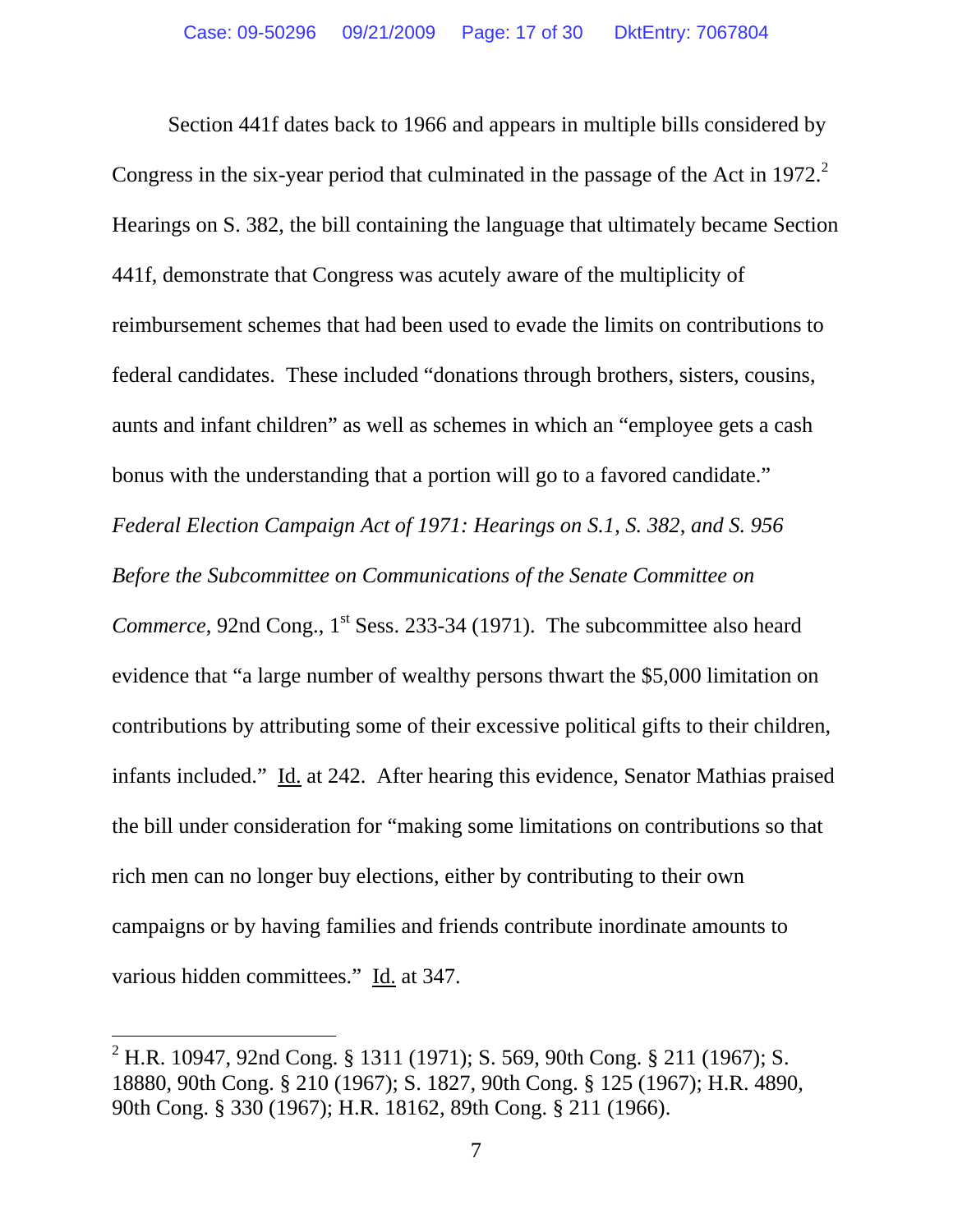Section 441f dates back to 1966 and appears in multiple bills considered by Congress in the six-year period that culminated in the passage of the Act in 1972.[2] Hearings on S. 382, the bill containing the language that ultimately became Section 441f, demonstrate that Congress was acutely aware of the multiplicity of reimbursement schemes that had been used to evade the limits on contributions to federal candidates. These included "donations through brothers, sisters, cousins, aunts and infant children" as well as schemes in which an "employee gets a cash bonus with the understanding that a portion will go to a favored candidate." *Federal Election Campaign Act of 1971: Hearings on S.1, S. 382, and S. 956 Before the Subcommittee on Communications of the Senate Committee on Commerce*, 92nd Cong., 1st Sess. 233-34 (1971). The subcommittee also heard evidence that "a large number of wealthy persons thwart the $5,000 limitation on contributions by attributing some of their excessive political gifts to their children, infants included." Id. at 242. After hearing this evidence, Senator Mathias praised the bill under consideration for "making some limitations on contributions so that rich men can no longer buy elections, either by contributing to their own campaigns or by having families and friends contribute inordinate amounts to various hidden committees." Id. at 347.

---

[2] H.R. 10947, 92nd Cong. § 1311 (1971); S. 569, 90th Cong. § 211 (1967); S. 18880, 90th Cong. § 210 (1967); S. 1827, 90th Cong. § 125 (1967); H.R. 4890, 90th Cong. § 330 (1967); H.R. 18162, 89th Cong. § 211 (1966).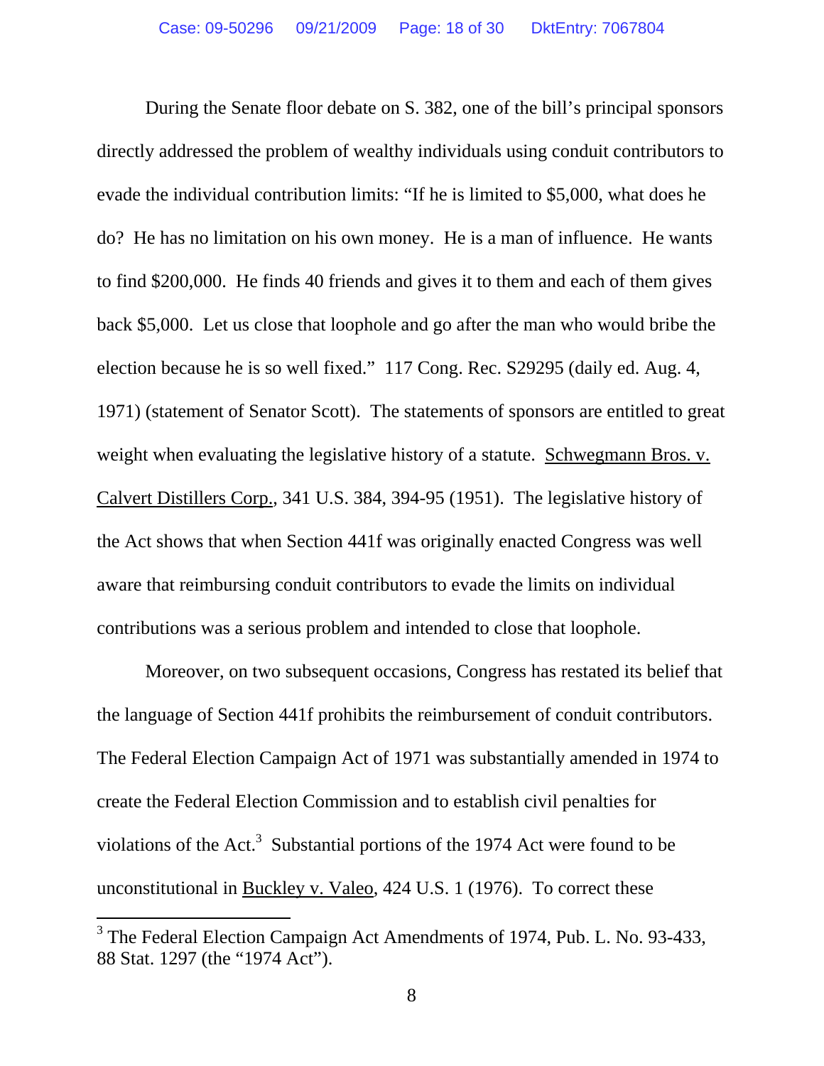During the Senate floor debate on S. 382, one of the bill's principal sponsors directly addressed the problem of wealthy individuals using conduit contributors to evade the individual contribution limits: "If he is limited to $5,000, what does he do? He has no limitation on his own money. He is a man of influence. He wants to find $200,000. He finds 40 friends and gives it to them and each of them gives back $5,000. Let us close that loophole and go after the man who would bribe the election because he is so well fixed." 117 Cong. Rec. S29295 (daily ed. Aug. 4, 1971) (statement of Senator Scott). The statements of sponsors are entitled to great weight when evaluating the legislative history of a statute. Schwegmann Bros. v. Calvert Distillers Corp., 341 U.S. 384, 394-95 (1951). The legislative history of the Act shows that when Section 441f was originally enacted Congress was well aware that reimbursing conduit contributors to evade the limits on individual contributions was a serious problem and intended to close that loophole.

Moreover, on two subsequent occasions, Congress has restated its belief that the language of Section 441f prohibits the reimbursement of conduit contributors. The Federal Election Campaign Act of 1971 was substantially amended in 1974 to create the Federal Election Commission and to establish civil penalties for violations of the Act.[3] Substantial portions of the 1974 Act were found to be unconstitutional in Buckley v. Valeo, 424 U.S. 1 (1976). To correct these

[3] The Federal Election Campaign Act Amendments of 1974, Pub. L. No. 93-433, 88 Stat. 1297 (the "1974 Act").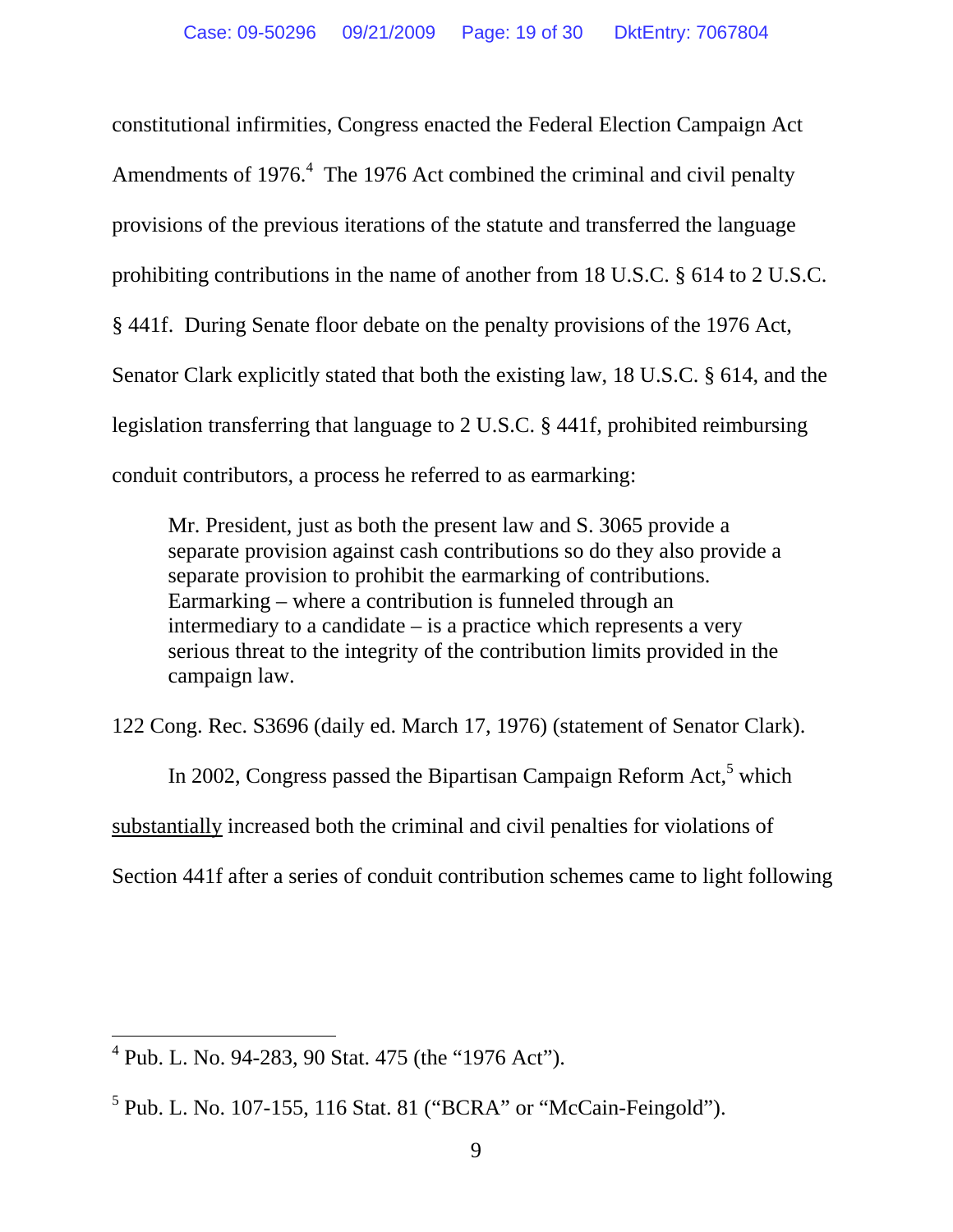constitutional infirmities, Congress enacted the Federal Election Campaign Act Amendments of 1976.[4] The 1976 Act combined the criminal and civil penalty provisions of the previous iterations of the statute and transferred the language prohibiting contributions in the name of another from 18 U.S.C. § 614 to 2 U.S.C. § 441f. During Senate floor debate on the penalty provisions of the 1976 Act, Senator Clark explicitly stated that both the existing law, 18 U.S.C. § 614, and the legislation transferring that language to 2 U.S.C. § 441f, prohibited reimbursing conduit contributors, a process he referred to as earmarking:

> Mr. President, just as both the present law and S. 3065 provide a separate provision against cash contributions so do they also provide a separate provision to prohibit the earmarking of contributions. Earmarking – where a contribution is funneled through an intermediary to a candidate – is a practice which represents a very serious threat to the integrity of the contribution limits provided in the campaign law.

122 Cong. Rec. S3696 (daily ed. March 17, 1976) (statement of Senator Clark).

In 2002, Congress passed the Bipartisan Campaign Reform Act,[5] which <u>substantially</u> increased both the criminal and civil penalties for violations of Section 441f after a series of conduit contribution schemes came to light following

---

[4] Pub. L. No. 94-283, 90 Stat. 475 (the "1976 Act").

[5] Pub. L. No. 107-155, 116 Stat. 81 ("BCRA" or "McCain-Feingold").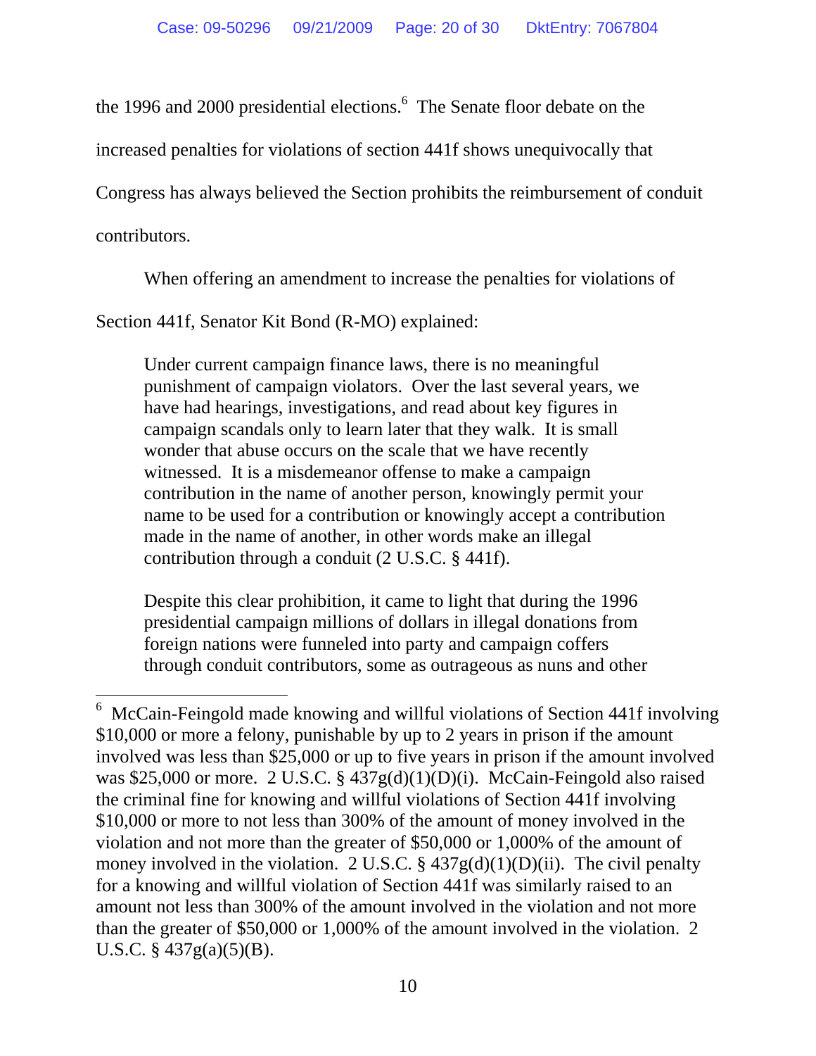the 1996 and 2000 presidential elections.[6] The Senate floor debate on the increased penalties for violations of section 441f shows unequivocally that Congress has always believed the Section prohibits the reimbursement of conduit contributors.

When offering an amendment to increase the penalties for violations of Section 441f, Senator Kit Bond (R-MO) explained:

> Under current campaign finance laws, there is no meaningful punishment of campaign violators. Over the last several years, we have had hearings, investigations, and read about key figures in campaign scandals only to learn later that they walk. It is small wonder that abuse occurs on the scale that we have recently witnessed. It is a misdemeanor offense to make a campaign contribution in the name of another person, knowingly permit your name to be used for a contribution or knowingly accept a contribution made in the name of another, in other words make an illegal contribution through a conduit (2 U.S.C. § 441f).
>
> Despite this clear prohibition, it came to light that during the 1996 presidential campaign millions of dollars in illegal donations from foreign nations were funneled into party and campaign coffers through conduit contributors, some as outrageous as nuns and other

---

[6] McCain-Feingold made knowing and willful violations of Section 441f involving $10,000 or more a felony, punishable by up to 2 years in prison if the amount involved was less than $25,000 or up to five years in prison if the amount involved was $25,000 or more. 2 U.S.C. § 437g(d)(1)(D)(i). McCain-Feingold also raised the criminal fine for knowing and willful violations of Section 441f involving $10,000 or more to not less than 300% of the amount of money involved in the violation and not more than the greater of $50,000 or 1,000% of the amount of money involved in the violation. 2 U.S.C. § 437g(d)(1)(D)(ii). The civil penalty for a knowing and willful violation of Section 441f was similarly raised to an amount not less than 300% of the amount involved in the violation and not more than the greater of $50,000 or 1,000% of the amount involved in the violation. 2 U.S.C. § 437g(a)(5)(B).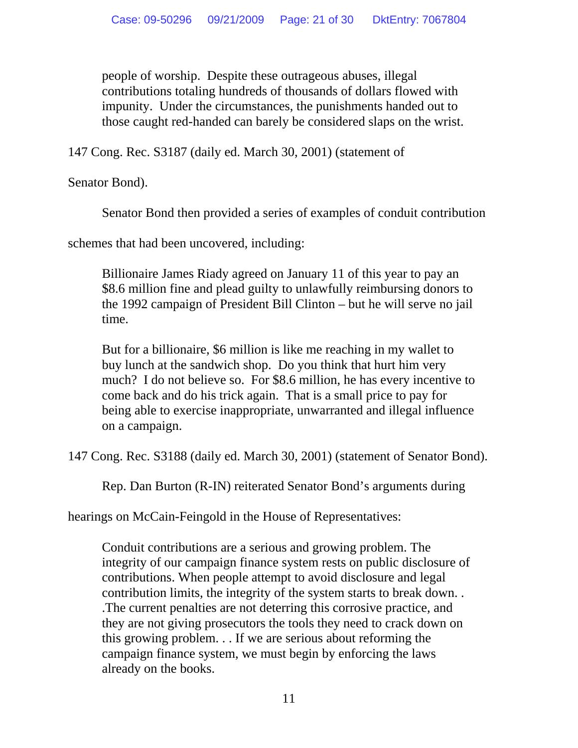> people of worship. Despite these outrageous abuses, illegal contributions totaling hundreds of thousands of dollars flowed with impunity. Under the circumstances, the punishments handed out to those caught red-handed can barely be considered slaps on the wrist.

147 Cong. Rec. S3187 (daily ed. March 30, 2001) (statement of Senator Bond).

Senator Bond then provided a series of examples of conduit contribution schemes that had been uncovered, including:

> Billionaire James Riady agreed on January 11 of this year to pay an $8.6 million fine and plead guilty to unlawfully reimbursing donors to the 1992 campaign of President Bill Clinton – but he will serve no jail time.
>
> But for a billionaire, $6 million is like me reaching in my wallet to buy lunch at the sandwich shop. Do you think that hurt him very much? I do not believe so. For $8.6 million, he has every incentive to come back and do his trick again. That is a small price to pay for being able to exercise inappropriate, unwarranted and illegal influence on a campaign.

147 Cong. Rec. S3188 (daily ed. March 30, 2001) (statement of Senator Bond).

Rep. Dan Burton (R-IN) reiterated Senator Bond's arguments during hearings on McCain-Feingold in the House of Representatives:

> Conduit contributions are a serious and growing problem. The integrity of our campaign finance system rests on public disclosure of contributions. When people attempt to avoid disclosure and legal contribution limits, the integrity of the system starts to break down. . .The current penalties are not deterring this corrosive practice, and they are not giving prosecutors the tools they need to crack down on this growing problem. . . If we are serious about reforming the campaign finance system, we must begin by enforcing the laws already on the books.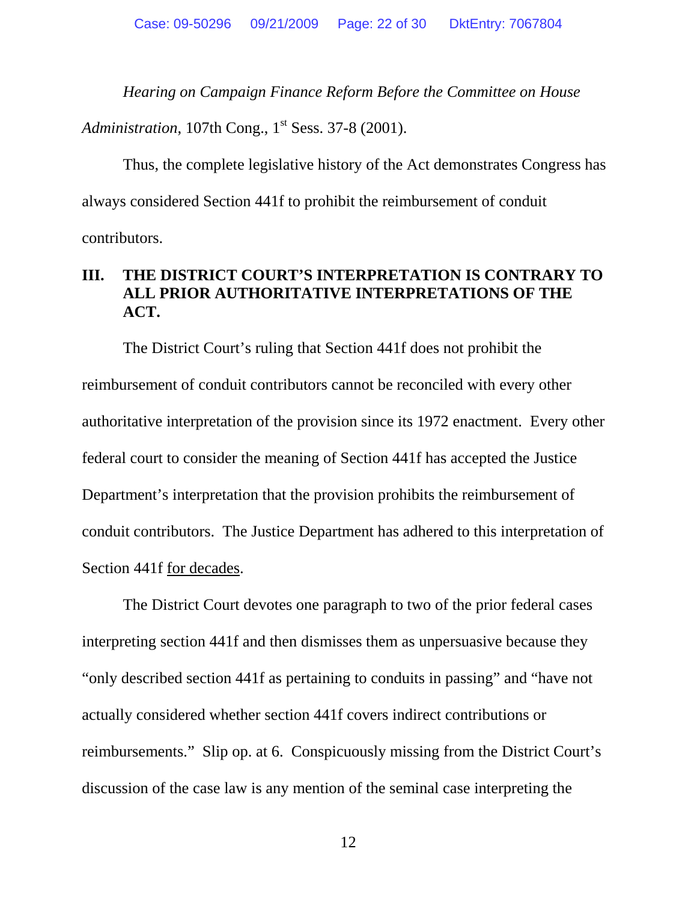*Hearing on Campaign Finance Reform Before the Committee on House Administration*, 107th Cong., 1st Sess. 37-8 (2001).

Thus, the complete legislative history of the Act demonstrates Congress has always considered Section 441f to prohibit the reimbursement of conduit contributors.

## III. THE DISTRICT COURT'S INTERPRETATION IS CONTRARY TO ALL PRIOR AUTHORITATIVE INTERPRETATIONS OF THE ACT.

The District Court's ruling that Section 441f does not prohibit the reimbursement of conduit contributors cannot be reconciled with every other authoritative interpretation of the provision since its 1972 enactment. Every other federal court to consider the meaning of Section 441f has accepted the Justice Department's interpretation that the provision prohibits the reimbursement of conduit contributors. The Justice Department has adhered to this interpretation of Section 441f <u>for decades</u>.

The District Court devotes one paragraph to two of the prior federal cases interpreting section 441f and then dismisses them as unpersuasive because they "only described section 441f as pertaining to conduits in passing" and "have not actually considered whether section 441f covers indirect contributions or reimbursements." Slip op. at 6. Conspicuously missing from the District Court's discussion of the case law is any mention of the seminal case interpreting the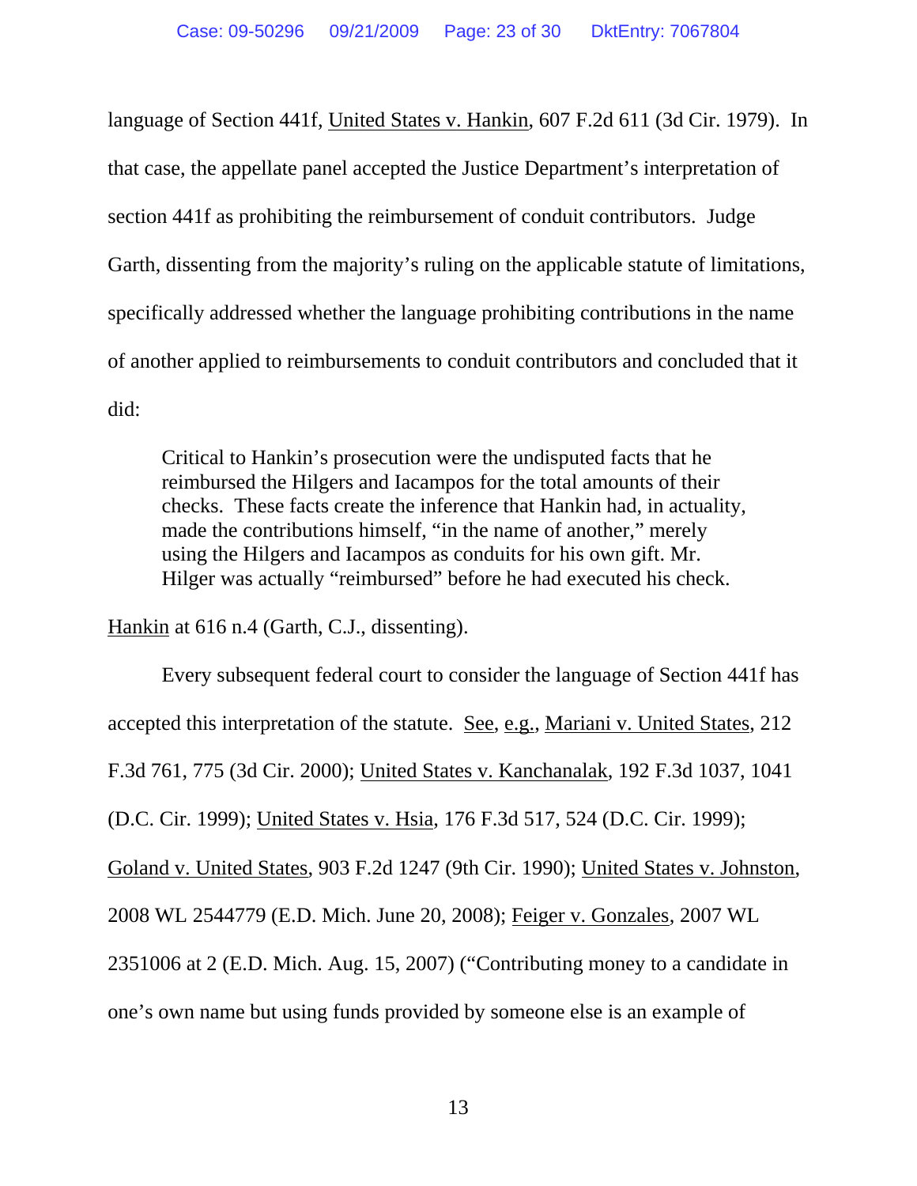language of Section 441f, United States v. Hankin, 607 F.2d 611 (3d Cir. 1979). In that case, the appellate panel accepted the Justice Department's interpretation of section 441f as prohibiting the reimbursement of conduit contributors. Judge Garth, dissenting from the majority's ruling on the applicable statute of limitations, specifically addressed whether the language prohibiting contributions in the name of another applied to reimbursements to conduit contributors and concluded that it did:

> Critical to Hankin's prosecution were the undisputed facts that he reimbursed the Hilgers and Iacampos for the total amounts of their checks. These facts create the inference that Hankin had, in actuality, made the contributions himself, "in the name of another," merely using the Hilgers and Iacampos as conduits for his own gift. Mr. Hilger was actually "reimbursed" before he had executed his check.

Hankin at 616 n.4 (Garth, C.J., dissenting).

Every subsequent federal court to consider the language of Section 441f has accepted this interpretation of the statute. See, e.g., Mariani v. United States, 212 F.3d 761, 775 (3d Cir. 2000); United States v. Kanchanalak, 192 F.3d 1037, 1041 (D.C. Cir. 1999); United States v. Hsia, 176 F.3d 517, 524 (D.C. Cir. 1999); Goland v. United States, 903 F.2d 1247 (9th Cir. 1990); United States v. Johnston, 2008 WL 2544779 (E.D. Mich. June 20, 2008); Feiger v. Gonzales, 2007 WL 2351006 at 2 (E.D. Mich. Aug. 15, 2007) ("Contributing money to a candidate in one's own name but using funds provided by someone else is an example of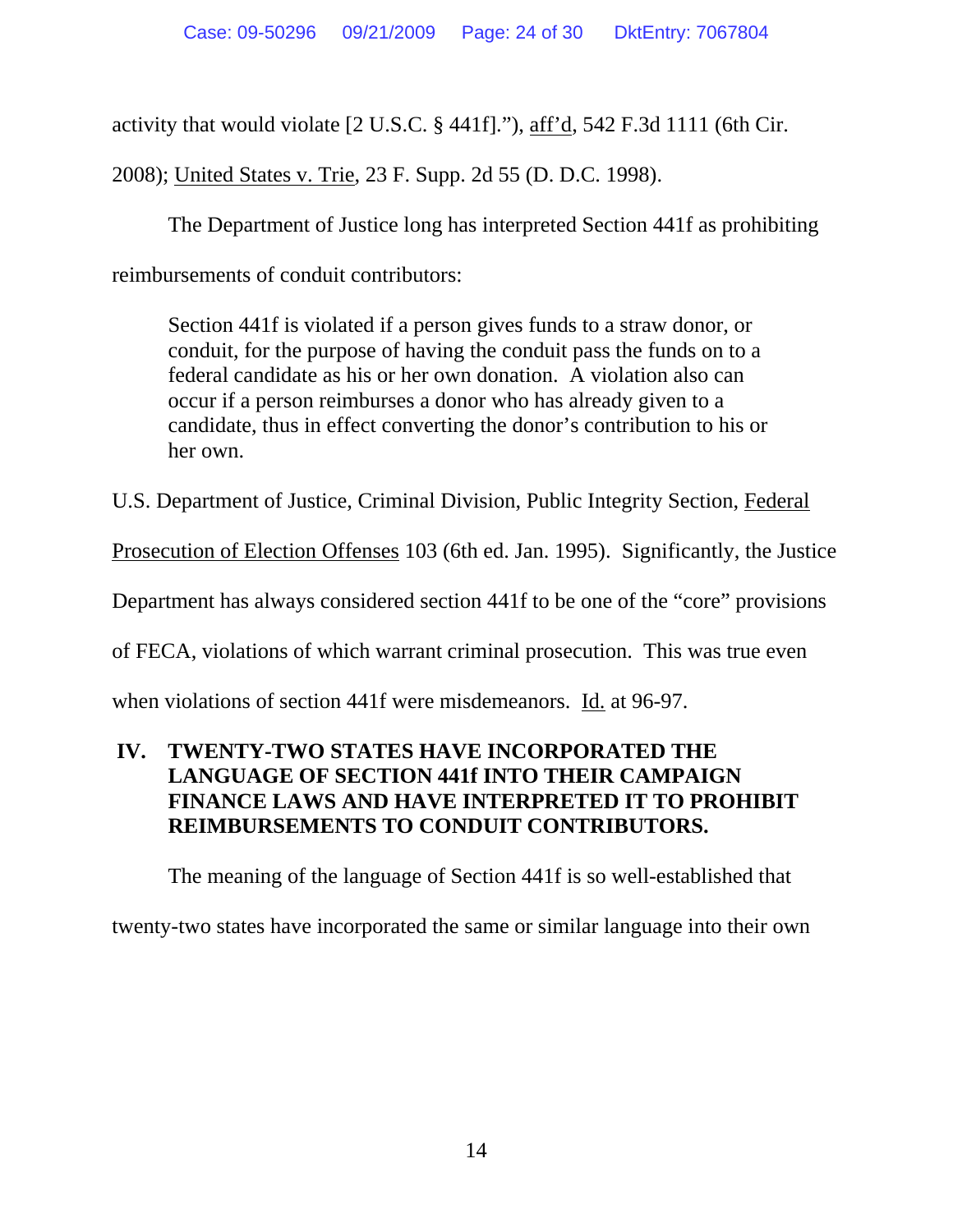activity that would violate [2 U.S.C. § 441f]."), aff'd, 542 F.3d 1111 (6th Cir. 2008); United States v. Trie, 23 F. Supp. 2d 55 (D. D.C. 1998).

The Department of Justice long has interpreted Section 441f as prohibiting reimbursements of conduit contributors:

> Section 441f is violated if a person gives funds to a straw donor, or conduit, for the purpose of having the conduit pass the funds on to a federal candidate as his or her own donation. A violation also can occur if a person reimburses a donor who has already given to a candidate, thus in effect converting the donor's contribution to his or her own.

U.S. Department of Justice, Criminal Division, Public Integrity Section, Federal Prosecution of Election Offenses 103 (6th ed. Jan. 1995). Significantly, the Justice Department has always considered section 441f to be one of the "core" provisions of FECA, violations of which warrant criminal prosecution. This was true even when violations of section 441f were misdemeanors. Id. at 96-97.

## IV. TWENTY-TWO STATES HAVE INCORPORATED THE LANGUAGE OF SECTION 441f INTO THEIR CAMPAIGN FINANCE LAWS AND HAVE INTERPRETED IT TO PROHIBIT REIMBURSEMENTS TO CONDUIT CONTRIBUTORS.

The meaning of the language of Section 441f is so well-established that twenty-two states have incorporated the same or similar language into their own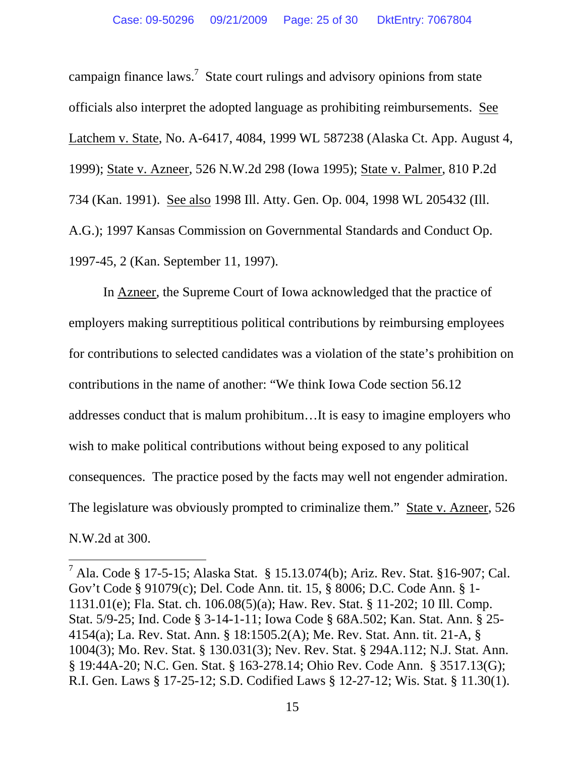campaign finance laws.[7] State court rulings and advisory opinions from state officials also interpret the adopted language as prohibiting reimbursements. See Latchem v. State, No. A-6417, 4084, 1999 WL 587238 (Alaska Ct. App. August 4, 1999); State v. Azneer, 526 N.W.2d 298 (Iowa 1995); State v. Palmer, 810 P.2d 734 (Kan. 1991). See also 1998 Ill. Atty. Gen. Op. 004, 1998 WL 205432 (Ill. A.G.); 1997 Kansas Commission on Governmental Standards and Conduct Op. 1997-45, 2 (Kan. September 11, 1997).

In Azneer, the Supreme Court of Iowa acknowledged that the practice of employers making surreptitious political contributions by reimbursing employees for contributions to selected candidates was a violation of the state's prohibition on contributions in the name of another: "We think Iowa Code section 56.12 addresses conduct that is malum prohibitum…It is easy to imagine employers who wish to make political contributions without being exposed to any political consequences. The practice posed by the facts may well not engender admiration. The legislature was obviously prompted to criminalize them." State v. Azneer, 526 N.W.2d at 300.

---

[7] Ala. Code § 17-5-15; Alaska Stat. § 15.13.074(b); Ariz. Rev. Stat. §16-907; Cal. Gov't Code § 91079(c); Del. Code Ann. tit. 15, § 8006; D.C. Code Ann. § 1-1131.01(e); Fla. Stat. ch. 106.08(5)(a); Haw. Rev. Stat. § 11-202; 10 Ill. Comp. Stat. 5/9-25; Ind. Code § 3-14-1-11; Iowa Code § 68A.502; Kan. Stat. Ann. § 25-4154(a); La. Rev. Stat. Ann. § 18:1505.2(A); Me. Rev. Stat. Ann. tit. 21-A, § 1004(3); Mo. Rev. Stat. § 130.031(3); Nev. Rev. Stat. § 294A.112; N.J. Stat. Ann. § 19:44A-20; N.C. Gen. Stat. § 163-278.14; Ohio Rev. Code Ann. § 3517.13(G); R.I. Gen. Laws § 17-25-12; S.D. Codified Laws § 12-27-12; Wis. Stat. § 11.30(1).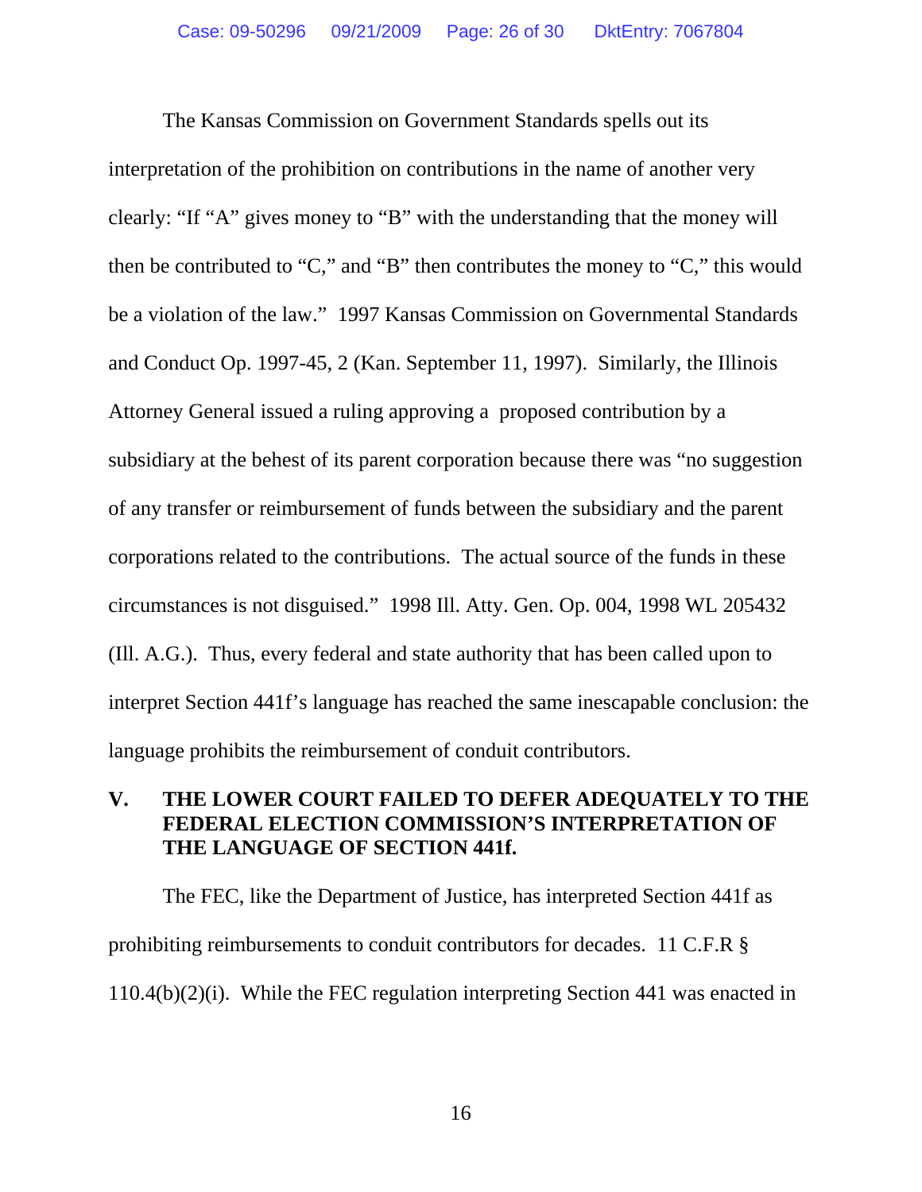The Kansas Commission on Government Standards spells out its interpretation of the prohibition on contributions in the name of another very clearly: "If "A" gives money to "B" with the understanding that the money will then be contributed to "C," and "B" then contributes the money to "C," this would be a violation of the law." 1997 Kansas Commission on Governmental Standards and Conduct Op. 1997-45, 2 (Kan. September 11, 1997). Similarly, the Illinois Attorney General issued a ruling approving a proposed contribution by a subsidiary at the behest of its parent corporation because there was "no suggestion of any transfer or reimbursement of funds between the subsidiary and the parent corporations related to the contributions. The actual source of the funds in these circumstances is not disguised." 1998 Ill. Atty. Gen. Op. 004, 1998 WL 205432 (Ill. A.G.). Thus, every federal and state authority that has been called upon to interpret Section 441f's language has reached the same inescapable conclusion: the language prohibits the reimbursement of conduit contributors.

## V. THE LOWER COURT FAILED TO DEFER ADEQUATELY TO THE FEDERAL ELECTION COMMISSION'S INTERPRETATION OF THE LANGUAGE OF SECTION 441f.

The FEC, like the Department of Justice, has interpreted Section 441f as prohibiting reimbursements to conduit contributors for decades. 11 C.F.R § 110.4(b)(2)(i). While the FEC regulation interpreting Section 441 was enacted in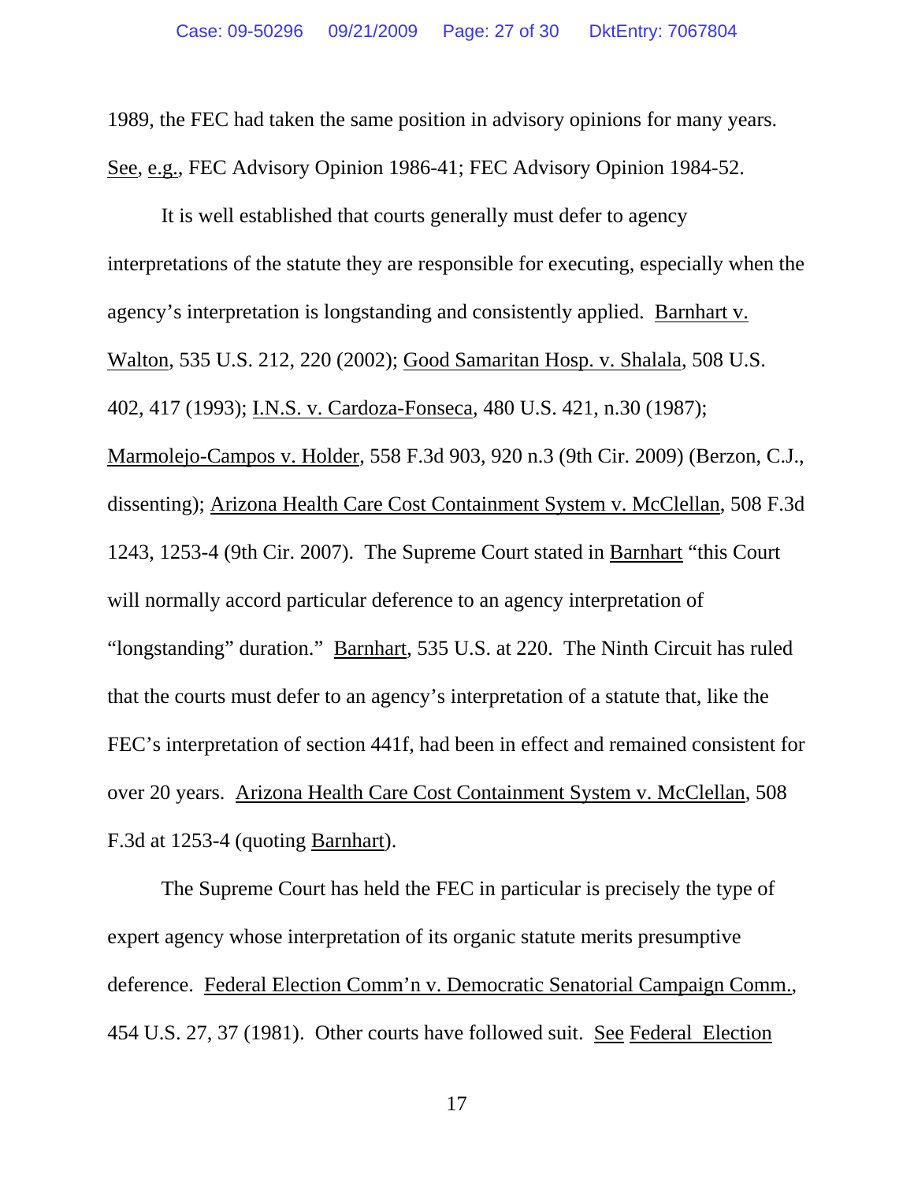1989, the FEC had taken the same position in advisory opinions for many years. See, e.g., FEC Advisory Opinion 1986-41; FEC Advisory Opinion 1984-52.

It is well established that courts generally must defer to agency interpretations of the statute they are responsible for executing, especially when the agency's interpretation is longstanding and consistently applied. Barnhart v. Walton, 535 U.S. 212, 220 (2002); Good Samaritan Hosp. v. Shalala, 508 U.S. 402, 417 (1993); I.N.S. v. Cardoza-Fonseca, 480 U.S. 421, n.30 (1987); Marmolejo-Campos v. Holder, 558 F.3d 903, 920 n.3 (9th Cir. 2009) (Berzon, C.J., dissenting); Arizona Health Care Cost Containment System v. McClellan, 508 F.3d 1243, 1253-4 (9th Cir. 2007). The Supreme Court stated in Barnhart "this Court will normally accord particular deference to an agency interpretation of "longstanding" duration." Barnhart, 535 U.S. at 220. The Ninth Circuit has ruled that the courts must defer to an agency's interpretation of a statute that, like the FEC's interpretation of section 441f, had been in effect and remained consistent for over 20 years. Arizona Health Care Cost Containment System v. McClellan, 508 F.3d at 1253-4 (quoting Barnhart).

The Supreme Court has held the FEC in particular is precisely the type of expert agency whose interpretation of its organic statute merits presumptive deference. Federal Election Comm'n v. Democratic Senatorial Campaign Comm., 454 U.S. 27, 37 (1981). Other courts have followed suit. See Federal Election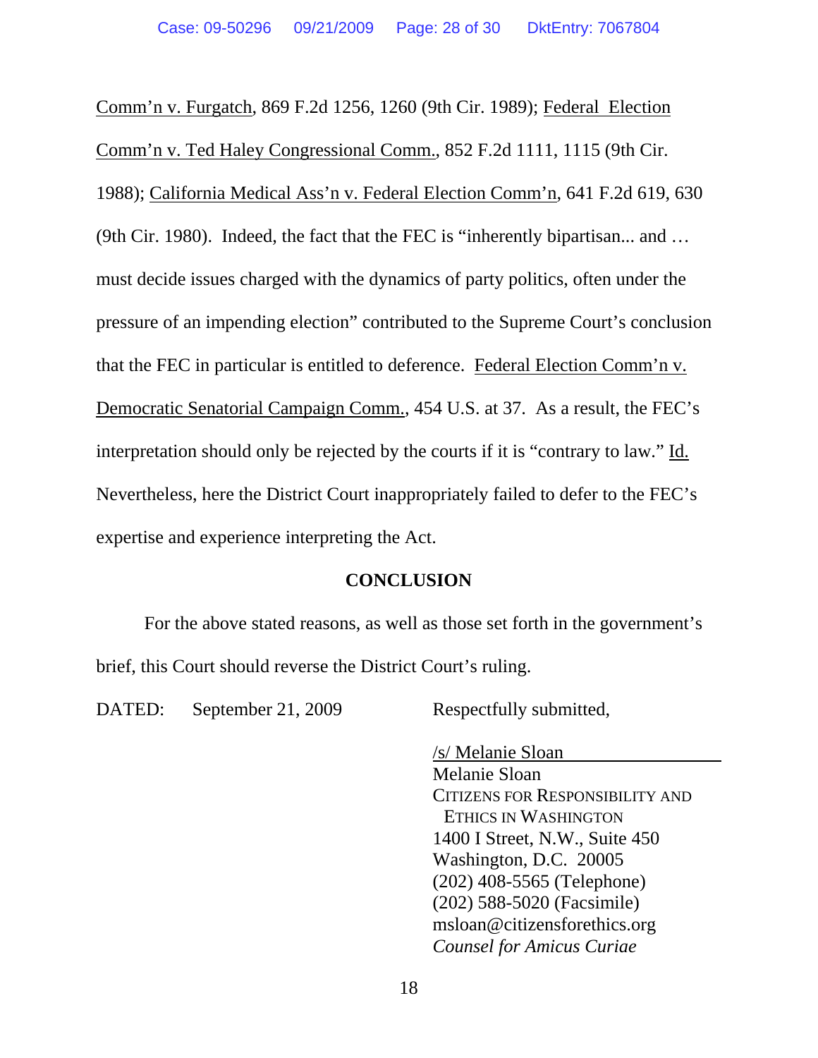Comm'n v. Furgatch, 869 F.2d 1256, 1260 (9th Cir. 1989); Federal Election Comm'n v. Ted Haley Congressional Comm., 852 F.2d 1111, 1115 (9th Cir. 1988); California Medical Ass'n v. Federal Election Comm'n, 641 F.2d 619, 630 (9th Cir. 1980). Indeed, the fact that the FEC is "inherently bipartisan... and … must decide issues charged with the dynamics of party politics, often under the pressure of an impending election" contributed to the Supreme Court's conclusion that the FEC in particular is entitled to deference. Federal Election Comm'n v. Democratic Senatorial Campaign Comm., 454 U.S. at 37. As a result, the FEC's interpretation should only be rejected by the courts if it is "contrary to law." Id. Nevertheless, here the District Court inappropriately failed to defer to the FEC's expertise and experience interpreting the Act.

## CONCLUSION

For the above stated reasons, as well as those set forth in the government's brief, this Court should reverse the District Court's ruling.

DATED: September 21, 2009

Respectfully submitted,

/s/ Melanie Sloan
Melanie Sloan
CITIZENS FOR RESPONSIBILITY AND ETHICS IN WASHINGTON
1400 I Street, N.W., Suite 450
Washington, D.C. 20005
(202) 408-5565 (Telephone)
(202) 588-5020 (Facsimile)
msloan@citizensforethics.org
*Counsel for Amicus Curiae*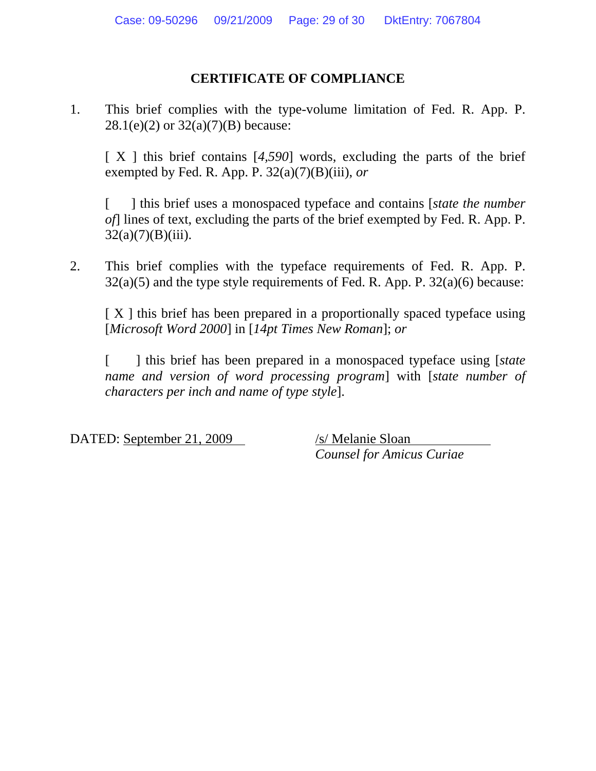**CERTIFICATE OF COMPLIANCE**

1. This brief complies with the type-volume limitation of Fed. R. App. P. 28.1(e)(2) or 32(a)(7)(B) because:

   [ X ] this brief contains [*4,590*] words, excluding the parts of the brief exempted by Fed. R. App. P. 32(a)(7)(B)(iii), *or*

   [ ] this brief uses a monospaced typeface and contains [*state the number of*] lines of text, excluding the parts of the brief exempted by Fed. R. App. P. 32(a)(7)(B)(iii).

2. This brief complies with the typeface requirements of Fed. R. App. P. 32(a)(5) and the type style requirements of Fed. R. App. P. 32(a)(6) because:

   [ X ] this brief has been prepared in a proportionally spaced typeface using [*Microsoft Word 2000*] in [*14pt Times New Roman*]; *or*

   [ ] this brief has been prepared in a monospaced typeface using [*state name and version of word processing program*] with [*state number of characters per inch and name of type style*].

DATED: September 21, 2009

/s/ Melanie Sloan
*Counsel for Amicus Curiae*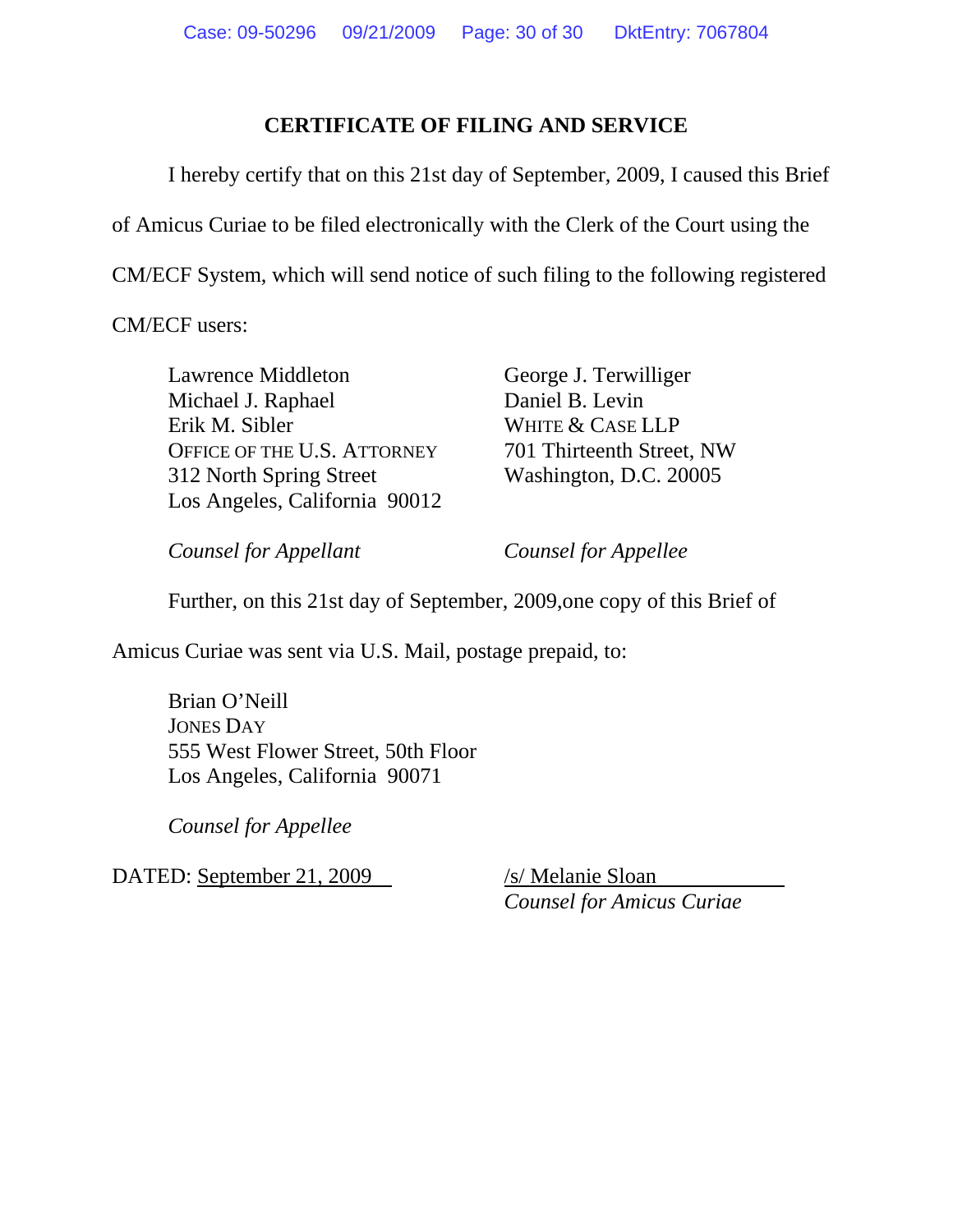## CERTIFICATE OF FILING AND SERVICE

I hereby certify that on this 21st day of September, 2009, I caused this Brief of Amicus Curiae to be filed electronically with the Clerk of the Court using the CM/ECF System, which will send notice of such filing to the following registered CM/ECF users:

Lawrence Middleton
Michael J. Raphael
Erik M. Sibler
OFFICE OF THE U.S. ATTORNEY
312 North Spring Street
Los Angeles, California 90012

*Counsel for Appellant*

George J. Terwilliger
Daniel B. Levin
WHITE & CASE LLP
701 Thirteenth Street, NW
Washington, D.C. 20005

*Counsel for Appellee*

Further, on this 21st day of September, 2009,one copy of this Brief of Amicus Curiae was sent via U.S. Mail, postage prepaid, to:

Brian O'Neill
JONES DAY
555 West Flower Street, 50th Floor
Los Angeles, California 90071

*Counsel for Appellee*

DATED: September 21, 2009

/s/ Melanie Sloan
*Counsel for Amicus Curiae*